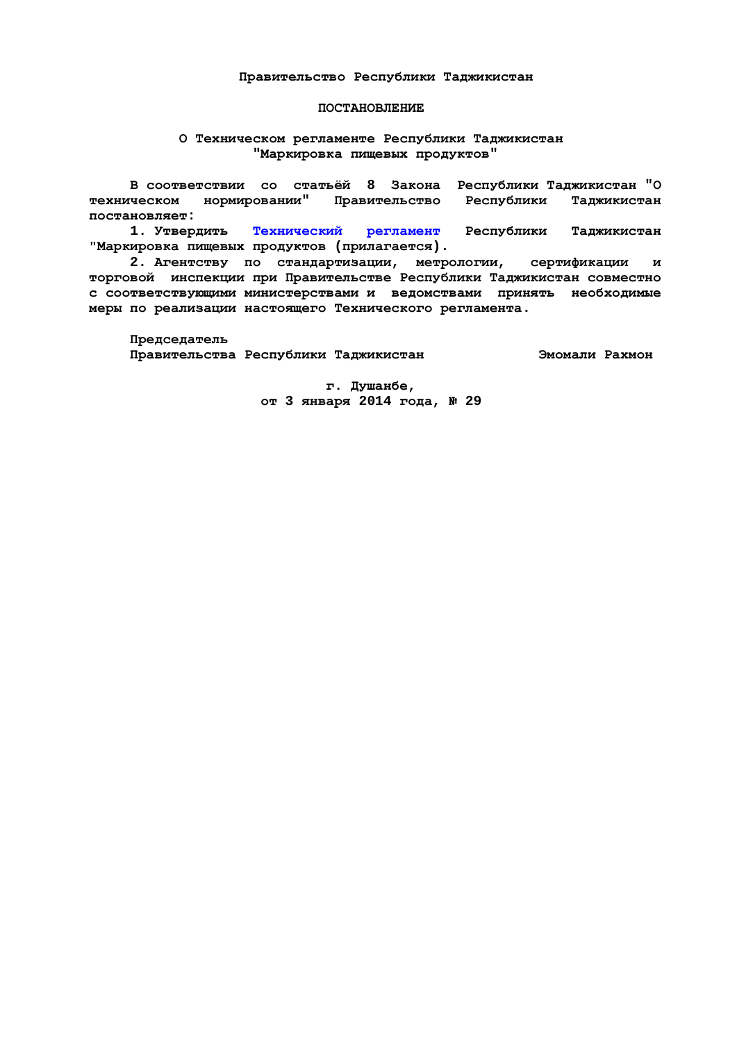**Правительство Республики Таджикистан**

# ПОСТАНОВЛЕНИЕ

## О Техническом регламенте Республики Таджикистан "Маркировка пищевых продуктов"

В соответствии со статьёй 8 Закона Республики Таджикистан "О техническом нормировании" Правительство Республики Таджикистан постановляет:

1. Утвердить Технический регламент Республики Таджикистан "Маркировка пищевых продуктов (прилагается).

2. Агентству по стандартизации, метрологии, сертификации и торговой инспекции при Правительстве Республики Таджикистан совместно с соответствующими министерствами и ведомствами принять необходимые меры по реализации настоящего Технического регламента.

Председатель
Правительства Республики Таджикистан Эмомали Рахмон

г. Душанбе,
от 3 января 2014 года, № 29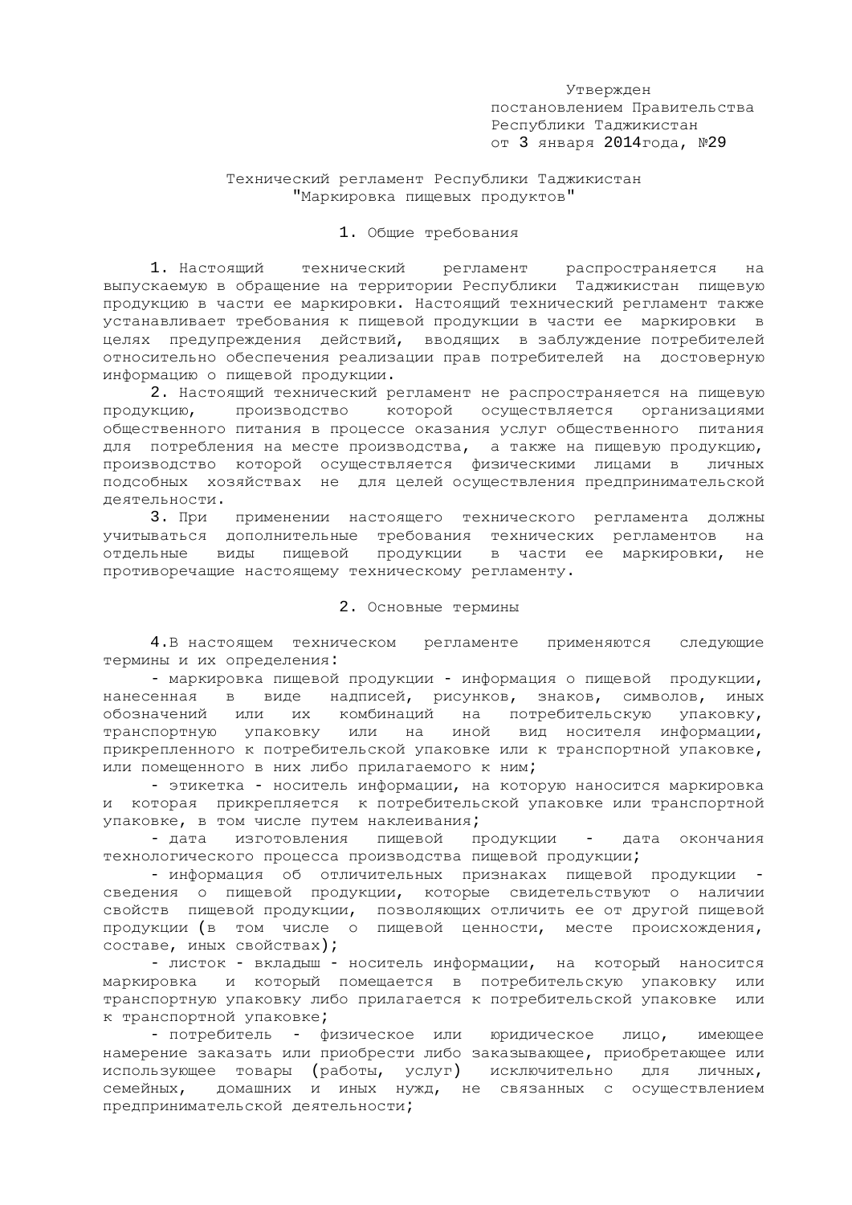Утвержден
постановлением Правительства
Республики Таджикистан
от 3 января 2014года, №29

# Технический регламент Республики Таджикистан "Маркировка пищевых продуктов"

## 1. Общие требования

1. Настоящий технический регламент распространяется на выпускаемую в обращение на территории Республики Таджикистан пищевую продукцию в части ее маркировки. Настоящий технический регламент также устанавливает требования к пищевой продукции в части ее маркировки в целях предупреждения действий, вводящих в заблуждение потребителей относительно обеспечения реализации прав потребителей на достоверную информацию о пищевой продукции.

2. Настоящий технический регламент не распространяется на пищевую продукцию, производство которой осуществляется организациями общественного питания в процессе оказания услуг общественного питания для потребления на месте производства, а также на пищевую продукцию, производство которой осуществляется физическими лицами в личных подсобных хозяйствах не для целей осуществления предпринимательской деятельности.

3. При применении настоящего технического регламента должны учитываться дополнительные требования технических регламентов на отдельные виды пищевой продукции в части ее маркировки, не противоречащие настоящему техническому регламенту.

## 2. Основные термины

4.В настоящем техническом регламенте применяются следующие термины и их определения:

- маркировка пищевой продукции - информация о пищевой продукции, нанесенная в виде надписей, рисунков, знаков, символов, иных обозначений или их комбинаций на потребительскую упаковку, транспортную упаковку или на иной вид носителя информации, прикрепленного к потребительской упаковке или к транспортной упаковке, или помещенного в них либо прилагаемого к ним;
- этикетка - носитель информации, на которую наносится маркировка и которая прикрепляется к потребительской упаковке или транспортной упаковке, в том числе путем наклеивания;
- дата изготовления пищевой продукции - дата окончания технологического процесса производства пищевой продукции;
- информация об отличительных признаках пищевой продукции - сведения о пищевой продукции, которые свидетельствуют о наличии свойств пищевой продукции, позволяющих отличить ее от другой пищевой продукции (в том числе о пищевой ценности, месте происхождения, составе, иных свойствах);
- листок - вкладыш - носитель информации, на который наносится маркировка и который помещается в потребительскую упаковку или транспортную упаковку либо прилагается к потребительской упаковке или к транспортной упаковке;
- потребитель - физическое или юридическое лицо, имеющее намерение заказать или приобрести либо заказывающее, приобретающее или использующее товары (работы, услуг) исключительно для личных, семейных, домашних и иных нужд, не связанных с осуществлением предпринимательской деятельности;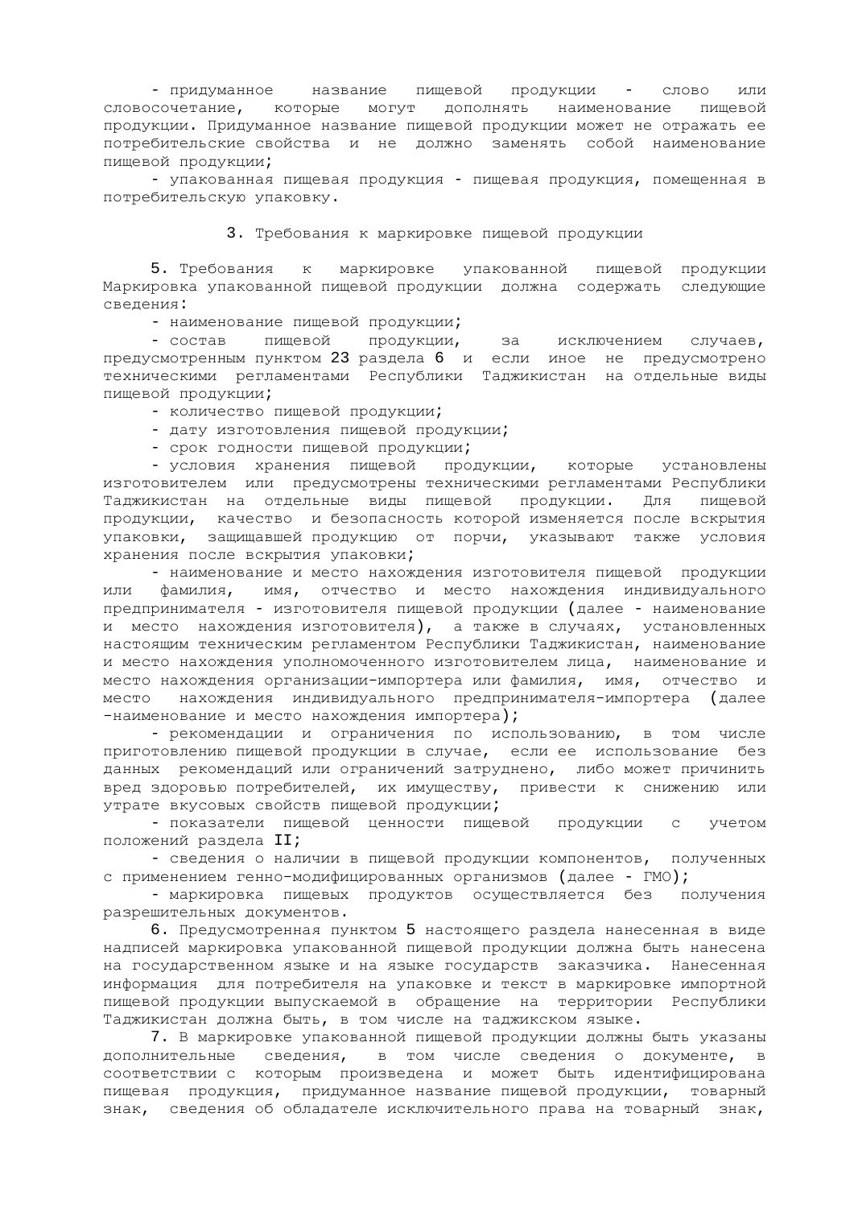- придуманное название пищевой продукции - слово или словосочетание, которые могут дополнять наименование пищевой продукции. Придуманное название пищевой продукции может не отражать ее потребительские свойства и не должно заменять собой наименование пищевой продукции;

- упакованная пищевая продукция - пищевая продукция, помещенная в потребительскую упаковку.

## 3. Требования к маркировке пищевой продукции

5. Требования к маркировке упакованной пищевой продукции Маркировка упакованной пищевой продукции должна содержать следующие сведения:

- наименование пищевой продукции;
- состав пищевой продукции, за исключением случаев, предусмотренным пунктом 23 раздела 6 и если иное не предусмотрено техническими регламентами Республики Таджикистан на отдельные виды пищевой продукции;
- количество пищевой продукции;
- дату изготовления пищевой продукции;
- срок годности пищевой продукции;
- условия хранения пищевой продукции, которые установлены изготовителем или предусмотрены техническими регламентами Республики Таджикистан на отдельные виды пищевой продукции. Для пищевой продукции, качество и безопасность которой изменяется после вскрытия упаковки, защищавшей продукцию от порчи, указывают также условия хранения после вскрытия упаковки;
- наименование и место нахождения изготовителя пищевой продукции или фамилия, имя, отчество и место нахождения индивидуального предпринимателя - изготовителя пищевой продукции (далее - наименование и место нахождения изготовителя), а также в случаях, установленных настоящим техническим регламентом Республики Таджикистан, наименование и место нахождения уполномоченного изготовителем лица, наименование и место нахождения организации-импортера или фамилия, имя, отчество и место нахождения индивидуального предпринимателя-импортера (далее -наименование и место нахождения импортера);
- рекомендации и ограничения по использованию, в том числе приготовлению пищевой продукции в случае, если ее использование без данных рекомендаций или ограничений затруднено, либо может причинить вред здоровью потребителей, их имуществу, привести к снижению или утрате вкусовых свойств пищевой продукции;
- показатели пищевой ценности пищевой продукции с учетом положений раздела II;
- сведения о наличии в пищевой продукции компонентов, полученных с применением генно-модифицированных организмов (далее - ГМО);
- маркировка пищевых продуктов осуществляется без получения разрешительных документов.

6. Предусмотренная пунктом 5 настоящего раздела нанесенная в виде надписей маркировка упакованной пищевой продукции должна быть нанесена на государственном языке и на языке государств заказчика. Нанесенная информация для потребителя на упаковке и текст в маркировке импортной пищевой продукции выпускаемой в обращение на территории Республики Таджикистан должна быть, в том числе на таджикском языке.

7. В маркировке упакованной пищевой продукции должны быть указаны дополнительные сведения, в том числе сведения о документе, в соответствии с которым произведена и может быть идентифицирована пищевая продукция, придуманное название пищевой продукции, товарный знак, сведения об обладателе исключительного права на товарный знак,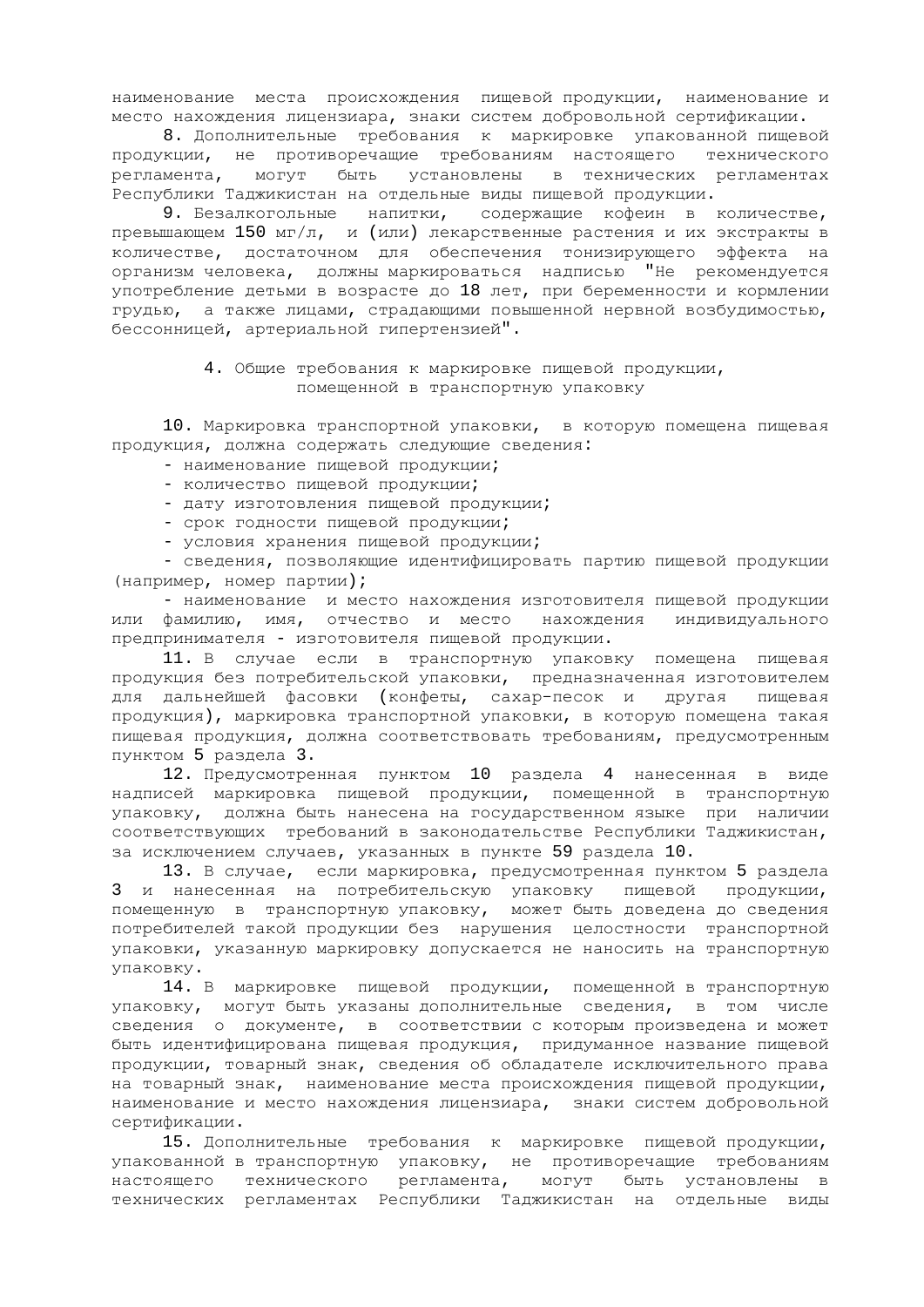наименование места происхождения пищевой продукции, наименование и место нахождения лицензиара, знаки систем добровольной сертификации.

8. Дополнительные требования к маркировке упакованной пищевой продукции, не противоречащие требованиям настоящего технического регламента, могут быть установлены в технических регламентах Республики Таджикистан на отдельные виды пищевой продукции.

9. Безалкогольные напитки, содержащие кофеин в количестве, превышающем 150 мг/л, и (или) лекарственные растения и их экстракты в количестве, достаточном для обеспечения тонизирующего эффекта на организм человека, должны маркироваться надписью "Не рекомендуется употребление детьми в возрасте до 18 лет, при беременности и кормлении грудью, а также лицами, страдающими повышенной нервной возбудимостью, бессонницей, артериальной гипертензией".

## 4. Общие требования к маркировке пищевой продукции, помещенной в транспортную упаковку

10. Маркировка транспортной упаковки, в которую помещена пищевая продукция, должна содержать следующие сведения:

- наименование пищевой продукции;
- количество пищевой продукции;
- дату изготовления пищевой продукции;
- срок годности пищевой продукции;
- условия хранения пищевой продукции;
- сведения, позволяющие идентифицировать партию пищевой продукции (например, номер партии);
- наименование и место нахождения изготовителя пищевой продукции или фамилию, имя, отчество и место нахождения индивидуального предпринимателя - изготовителя пищевой продукции.

11. В случае если в транспортную упаковку помещена пищевая продукция без потребительской упаковки, предназначенная изготовителем для дальнейшей фасовки (конфеты, сахар-песок и другая пищевая продукция), маркировка транспортной упаковки, в которую помещена такая пищевая продукция, должна соответствовать требованиям, предусмотренным пунктом 5 раздела 3.

12. Предусмотренная пунктом 10 раздела 4 нанесенная в виде надписей маркировка пищевой продукции, помещенной в транспортную упаковку, должна быть нанесена на государственном языке при наличии соответствующих требований в законодательстве Республики Таджикистан, за исключением случаев, указанных в пункте 59 раздела 10.

13. В случае, если маркировка, предусмотренная пунктом 5 раздела 3 и нанесенная на потребительскую упаковку пищевой продукции, помещенную в транспортную упаковку, может быть доведена до сведения потребителей такой продукции без нарушения целостности транспортной упаковки, указанную маркировку допускается не наносить на транспортную упаковку.

14. В маркировке пищевой продукции, помещенной в транспортную упаковку, могут быть указаны дополнительные сведения, в том числе сведения о документе, в соответствии с которым произведена и может быть идентифицирована пищевая продукция, придуманное название пищевой продукции, товарный знак, сведения об обладателе исключительного права на товарный знак, наименование места происхождения пищевой продукции, наименование и место нахождения лицензиара, знаки систем добровольной сертификации.

15. Дополнительные требования к маркировке пищевой продукции, упакованной в транспортную упаковку, не противоречащие требованиям настоящего технического регламента, могут быть установлены в технических регламентах Республики Таджикистан на отдельные виды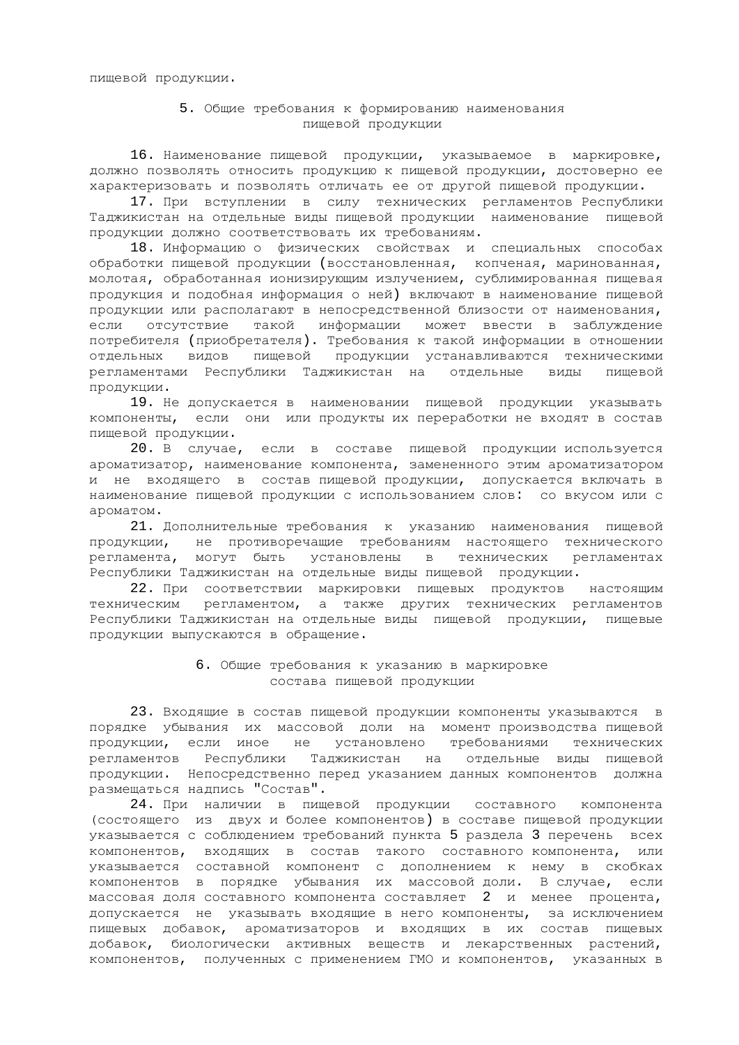пищевой продукции.

## 5. Общие требования к формированию наименования пищевой продукции

16. Наименование пищевой продукции, указываемое в маркировке, должно позволять относить продукцию к пищевой продукции, достоверно ее характеризовать и позволять отличать ее от другой пищевой продукции.

17. При вступлении в силу технических регламентов Республики Таджикистан на отдельные виды пищевой продукции наименование пищевой продукции должно соответствовать их требованиям.

18. Информацию о физических свойствах и специальных способах обработки пищевой продукции (восстановленная, копченая, маринованная, молотая, обработанная ионизирующим излучением, сублимированная пищевая продукция и подобная информация о ней) включают в наименование пищевой продукции или располагают в непосредственной близости от наименования, если отсутствие такой информации может ввести в заблуждение потребителя (приобретателя). Требования к такой информации в отношении отдельных видов пищевой продукции устанавливаются техническими регламентами Республики Таджикистан на отдельные виды пищевой продукции.

19. Не допускается в наименовании пищевой продукции указывать компоненты, если они или продукты их переработки не входят в состав пищевой продукции.

20. В случае, если в составе пищевой продукции используется ароматизатор, наименование компонента, замененного этим ароматизатором и не входящего в состав пищевой продукции, допускается включать в наименование пищевой продукции с использованием слов: со вкусом или с ароматом.

21. Дополнительные требования к указанию наименования пищевой продукции, не противоречащие требованиям настоящего технического регламента, могут быть установлены в технических регламентах Республики Таджикистан на отдельные виды пищевой продукции.

22. При соответствии маркировки пищевых продуктов настоящим техническим регламентом, а также других технических регламентов Республики Таджикистан на отдельные виды пищевой продукции, пищевые продукции выпускаются в обращение.

## 6. Общие требования к указанию в маркировке состава пищевой продукции

23. Входящие в состав пищевой продукции компоненты указываются в порядке убывания их массовой доли на момент производства пищевой продукции, если иное не установлено требованиями технических регламентов Республики Таджикистан на отдельные виды пищевой продукции. Непосредственно перед указанием данных компонентов должна размещаться надпись "Состав".

24. При наличии в пищевой продукции составного компонента (состоящего из двух и более компонентов) в составе пищевой продукции указывается с соблюдением требований пункта 5 раздела 3 перечень всех компонентов, входящих в состав такого составного компонента, или указывается составной компонент с дополнением к нему в скобках компонентов в порядке убывания их массовой доли. В случае, если массовая доля составного компонента составляет 2 и менее процента, допускается не указывать входящие в него компоненты, за исключением пищевых добавок, ароматизаторов и входящих в их состав пищевых добавок, биологически активных веществ и лекарственных растений, компонентов, полученных с применением ГМО и компонентов, указанных в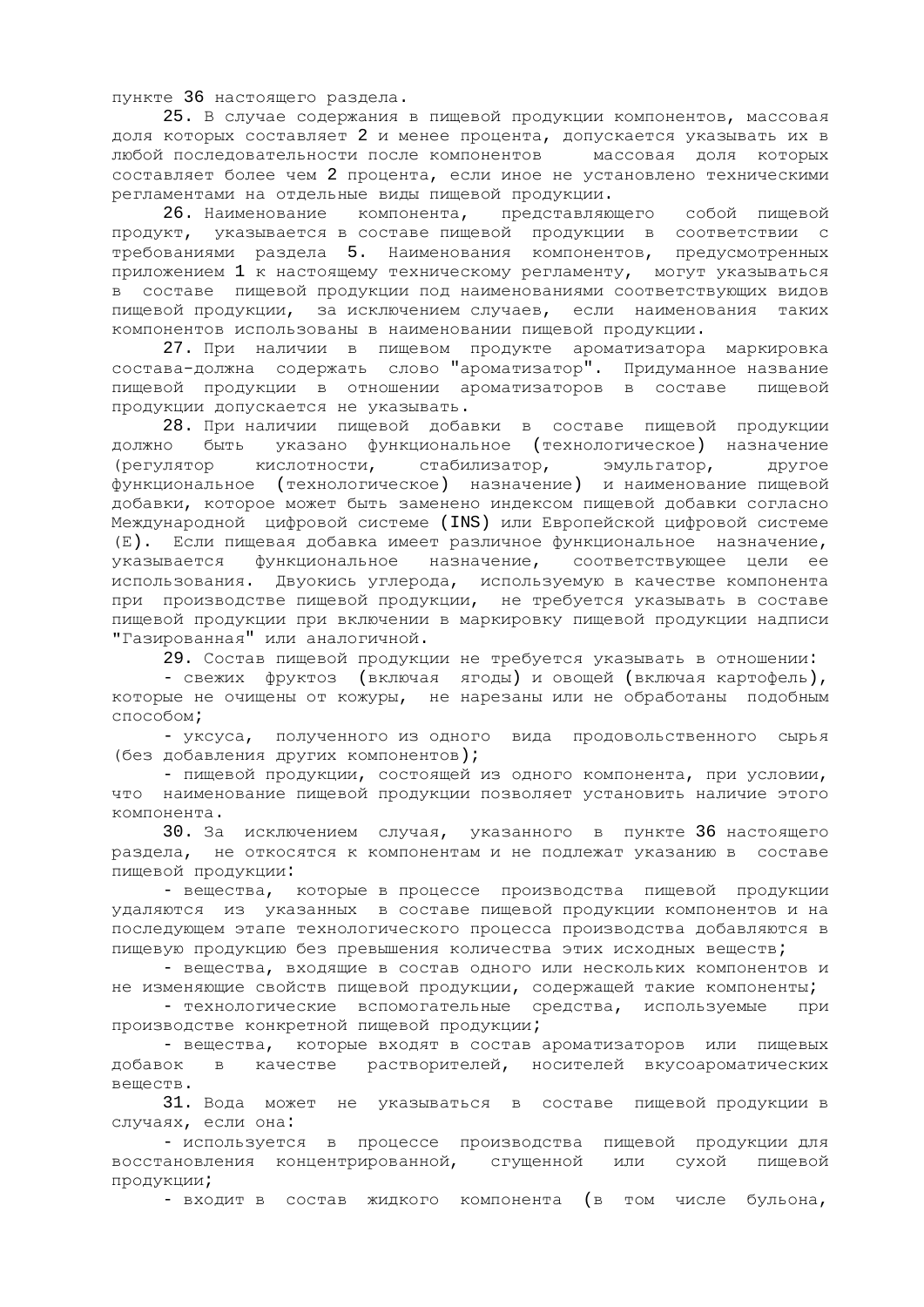пункте 36 настоящего раздела.

25. В случае содержания в пищевой продукции компонентов, массовая доля которых составляет 2 и менее процента, допускается указывать их в любой последовательности после компонентов массовая доля которых составляет более чем 2 процента, если иное не установлено техническими регламентами на отдельные виды пищевой продукции.

26. Наименование компонента, представляющего собой пищевой продукт, указывается в составе пищевой продукции в соответствии с требованиями раздела 5. Наименования компонентов, предусмотренных приложением 1 к настоящему техническому регламенту, могут указываться в составе пищевой продукции под наименованиями соответствующих видов пищевой продукции, за исключением случаев, если наименования таких компонентов использованы в наименовании пищевой продукции.

27. При наличии в пищевом продукте ароматизатора маркировка состава-должна содержать слово "ароматизатор". Придуманное название пищевой продукции в отношении ароматизаторов в составе пищевой продукции допускается не указывать.

28. При наличии пищевой добавки в составе пищевой продукции должно быть указано функциональное (технологическое) назначение (регулятор кислотности, стабилизатор, эмульгатор, другое функциональное (технологическое) назначение) и наименование пищевой добавки, которое может быть заменено индексом пищевой добавки согласно Международной цифровой системе (INS) или Европейской цифровой системе (Е). Если пищевая добавка имеет различное функциональное назначение, указывается функциональное назначение, соответствующее цели ее использования. Двуокись углерода, используемую в качестве компонента при производстве пищевой продукции, не требуется указывать в составе пищевой продукции при включении в маркировку пищевой продукции надписи "Газированная" или аналогичной.

29. Состав пищевой продукции не требуется указывать в отношении:

- свежих фруктоз (включая ягоды) и овощей (включая картофель), которые не очищены от кожуры, не нарезаны или не обработаны подобным способом;
- уксуса, полученного из одного вида продовольственного сырья (без добавления других компонентов);
- пищевой продукции, состоящей из одного компонента, при условии, что наименование пищевой продукции позволяет установить наличие этого компонента.

30. За исключением случая, указанного в пункте 36 настоящего раздела, не откосятся к компонентам и не подлежат указанию в составе пищевой продукции:

- вещества, которые в процессе производства пищевой продукции удаляются из указанных в составе пищевой продукции компонентов и на последующем этапе технологического процесса производства добавляются в пищевую продукцию без превышения количества этих исходных веществ;
- вещества, входящие в состав одного или нескольких компонентов и не изменяющие свойств пищевой продукции, содержащей такие компоненты;
- технологические вспомогательные средства, используемые при производстве конкретной пищевой продукции;
- вещества, которые входят в состав ароматизаторов или пищевых добавок в качестве растворителей, носителей вкусоароматических веществ.

31. Вода может не указываться в составе пищевой продукции в случаях, если она:

- используется в процессе производства пищевой продукции для восстановления концентрированной, сгущенной или сухой пищевой продукции;
- входит в состав жидкого компонента (в том числе бульона,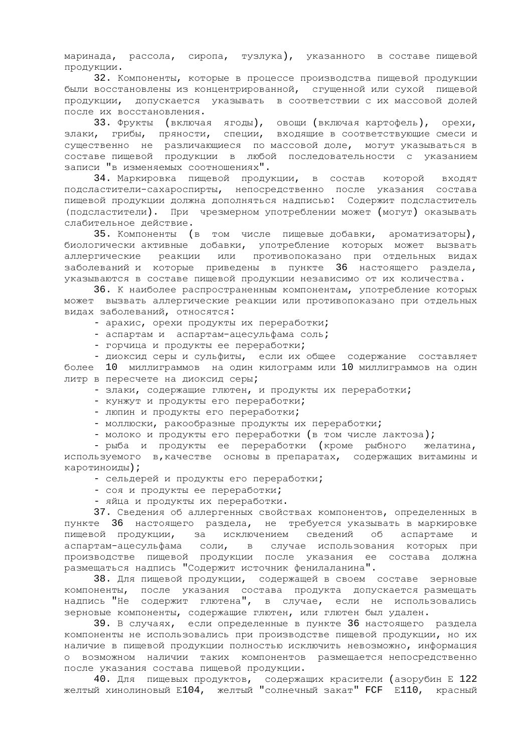маринада, рассола, сиропа, тузлука), указанного в составе пищевой продукции.

32. Компоненты, которые в процессе производства пищевой продукции были восстановлены из концентрированной, сгущенной или сухой пищевой продукции, допускается указывать в соответствии с их массовой долей после их восстановления.

33. Фрукты (включая ягоды), овощи (включая картофель), орехи, злаки, грибы, пряности, специи, входящие в соответствующие смеси и существенно не различающиеся по массовой доле, могут указываться в составе пищевой продукции в любой последовательности с указанием записи "в изменяемых соотношениях".

34. Маркировка пищевой продукции, в состав которой входят подсластители-сахароспирты, непосредственно после указания состава пищевой продукции должна дополняться надписью: Содержит подсластитель (подсластители). При чрезмерном употреблении может (могут) оказывать слабительное действие.

35. Компоненты (в том числе пищевые добавки, ароматизаторы), биологически активные добавки, употребление которых может вызвать аллергические реакции или противопоказано при отдельных видах заболеваний и которые приведены в пункте 36 настоящего раздела, указываются в составе пищевой продукции независимо от их количества.

36. К наиболее распространенным компонентам, употребление которых может вызвать аллергические реакции или противопоказано при отдельных видах заболеваний, относятся:

- арахис, орехи продукты их переработки;
- аспартам и аспартам-ацесульфама соль;
- горчица и продукты ее переработки;
- диоксид серы и сульфиты, если их общее содержание составляет более 10 миллиграммов на один килограмм или 10 миллиграммов на один литр в пересчете на диоксид серы;
- злаки, содержащие глютен, и продукты их переработки;
- кунжут и продукты его переработки;
- люпин и продукты его переработки;
- моллюски, ракообразные продукты их переработки;
- молоко и продукты его переработки (в том числе лактоза);
- рыба и продукты ее переработки (кроме рыбного желатина, используемого в,качестве основы в препаратах, содержащих витамины и каротиноиды);
- сельдерей и продукты его переработки;
- соя и продукты ее переработки;
- яйца и продукты их переработки.

37. Сведения об аллергенных свойствах компонентов, определенных в пункте 36 настоящего раздела, не требуется указывать в маркировке пищевой продукции, за исключением сведений об аспартаме и аспартам-ацесульфама соли, в случае использования которых при производстве пищевой продукции после указания ее состава должна размещаться надпись "Содержит источник фенилаланина".

38. Для пищевой продукции, содержащей в своем составе зерновые компоненты, после указания состава продукта допускается размещать надпись "Не содержит глютена", в случае, если не использовались зерновые компоненты, содержащие глютен, или глютен был удален.

39. В случаях, если определенные в пункте 36 настоящего раздела компоненты не использовались при производстве пищевой продукции, но их наличие в пищевой продукции полностью исключить невозможно, информация о возможном наличии таких компонентов размещается непосредственно после указания состава пищевой продукции.

40. Для пищевых продуктов, содержащих красители (азорубин Е 122 желтый хинолиновый Е104, желтый "солнечный закат" FCF Е110, красный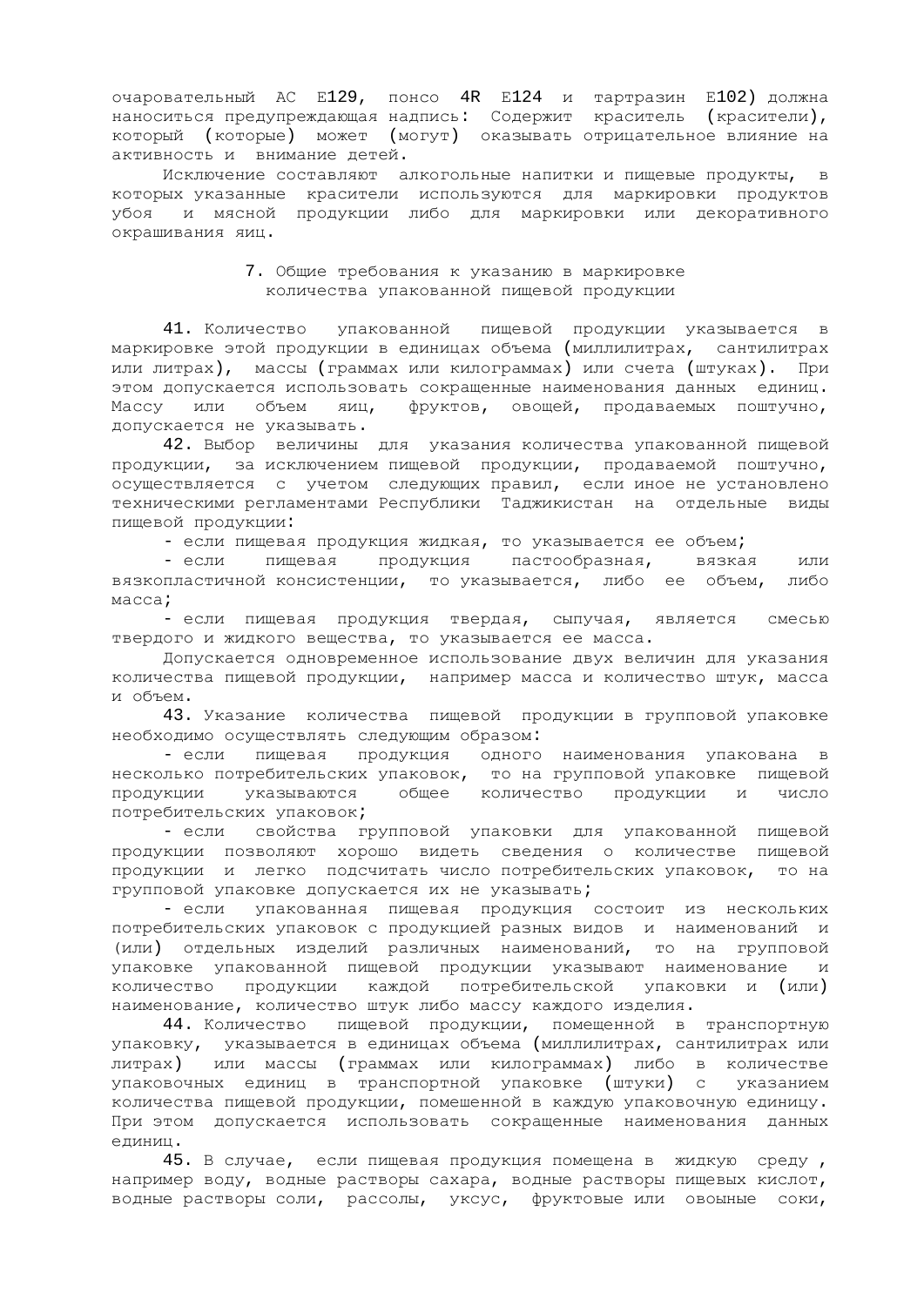очаровательный АС Е129, понсо 4R Е124 и тартразин Е102) должна наноситься предупреждающая надпись: Содержит краситель (красители), который (которые) может (могут) оказывать отрицательное влияние на активность и внимание детей.

Исключение составляют алкогольные напитки и пищевые продукты, в которых указанные красители используются для маркировки продуктов убоя и мясной продукции либо для маркировки или декоративного окрашивания яиц.

## 7. Общие требования к указанию в маркировке количества упакованной пищевой продукции

41. Количество упакованной пищевой продукции указывается в маркировке этой продукции в единицах объема (миллилитрах, сантилитрах или литрах), массы (граммах или килограммах) или счета (штуках). При этом допускается использовать сокращенные наименования данных единиц. Массу или объем яиц, фруктов, овощей, продаваемых поштучно, допускается не указывать.

42. Выбор величины для указания количества упакованной пищевой продукции, за исключением пищевой продукции, продаваемой поштучно, осуществляется с учетом следующих правил, если иное не установлено техническими регламентами Республики Таджикистан на отдельные виды пищевой продукции:

- если пищевая продукция жидкая, то указывается ее объем;
- если пищевая продукция пастообразная, вязкая или вязкопластичной консистенции, то указывается, либо ее объем, либо масса;
- если пищевая продукция твердая, сыпучая, является смесью твердого и жидкого вещества, то указывается ее масса.

Допускается одновременное использование двух величин для указания количества пищевой продукции, например масса и количество штук, масса и объем.

43. Указание количества пищевой продукции в групповой упаковке необходимо осуществлять следующим образом:

- если пищевая продукция одного наименования упакована в несколько потребительских упаковок, то на групповой упаковке пищевой продукции указываются общее количество продукции и число потребительских упаковок;
- если свойства групповой упаковки для упакованной пищевой продукции позволяют хорошо видеть сведения о количестве пищевой продукции и легко подсчитать число потребительских упаковок, то на групповой упаковке допускается их не указывать;
- если упакованная пищевая продукция состоит из нескольких потребительских упаковок с продукцией разных видов и наименований и (или) отдельных изделий различных наименований, то на групповой упаковке упакованной пищевой продукции указывают наименование и количество продукции каждой потребительской упаковки и (или) наименование, количество штук либо массу каждого изделия.

44. Количество пищевой продукции, помещенной в транспортную упаковку, указывается в единицах объема (миллилитрах, сантилитрах или литрах) или массы (граммах или килограммах) либо в количестве упаковочных единиц в транспортной упаковке (штуки) с указанием количества пищевой продукции, помещенной в каждую упаковочную единицу. При этом допускается использовать сокращенные наименования данных единиц.

45. В случае, если пищевая продукция помещена в жидкую среду, например воду, водные растворы сахара, водные растворы пищевых кислот, водные растворы соли, рассолы, уксус, фруктовые или овоные соки,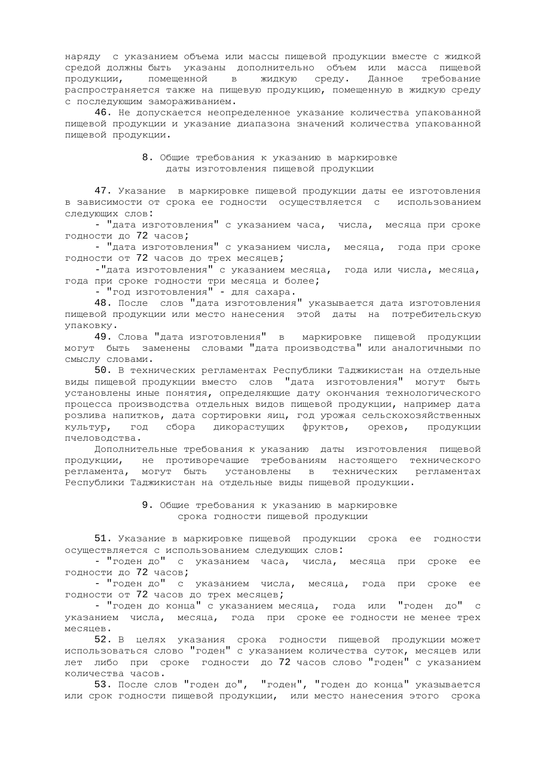наряду с указанием объема или массы пищевой продукции вместе с жидкой средой должны быть указаны дополнительно объем или масса пищевой продукции, помещенной в жидкую среду. Данное требование распространяется также на пищевую продукцию, помещенную в жидкую среду с последующим замораживанием.

46. Не допускается неопределенное указание количества упакованной пищевой продукции и указание диапазона значений количества упакованной пищевой продукции.

## 8. Общие требования к указанию в маркировке даты изготовления пищевой продукции

47. Указание в маркировке пищевой продукции даты ее изготовления в зависимости от срока ее годности осуществляется с использованием следующих слов:

- "дата изготовления" с указанием часа, числа, месяца при сроке годности до 72 часов;
- "дата изготовления" с указанием числа, месяца, года при сроке годности от 72 часов до трех месяцев;
- "дата изготовления" с указанием месяца, года или числа, месяца, года при сроке годности три месяца и более;
- "год изготовления" - для сахара.

48. После слов "дата изготовления" указывается дата изготовления пищевой продукции или место нанесения этой даты на потребительскую упаковку.

49. Слова "дата изготовления" в маркировке пищевой продукции могут быть заменены словами "дата производства" или аналогичными по смыслу словами.

50. В технических регламентах Республики Таджикистан на отдельные виды пищевой продукции вместо слов "дата изготовления" могут быть установлены иные понятия, определяющие дату окончания технологического процесса производства отдельных видов пищевой продукции, например дата розлива напитков, дата сортировки яиц, год урожая сельскохозяйственных культур, год сбора дикорастущих фруктов, орехов, продукции пчеловодства.

Дополнительные требования к указанию даты изготовления пищевой продукции, не противоречащие требованиям настоящего технического регламента, могут быть установлены в технических регламентах Республики Таджикистан на отдельные виды пищевой продукции.

## 9. Общие требования к указанию в маркировке срока годности пищевой продукции

51. Указание в маркировке пищевой продукции срока ее годности осуществляется с использованием следующих слов:

- "годен до" с указанием часа, числа, месяца при сроке ее годности до 72 часов;
- "годен до" с указанием числа, месяца, года при сроке ее годности от 72 часов до трех месяцев;
- "годен до конца" с указанием месяца, года или "годен до" с указанием числа, месяца, года при сроке ее годности не менее трех месяцев.

52. В целях указания срока годности пищевой продукции может использоваться слово "годен" с указанием количества суток, месяцев или лет либо при сроке годности до 72 часов слово "годен" с указанием количества часов.

53. После слов "годен до", "годен", "годен до конца" указывается или срок годности пищевой продукции, или место нанесения этого срока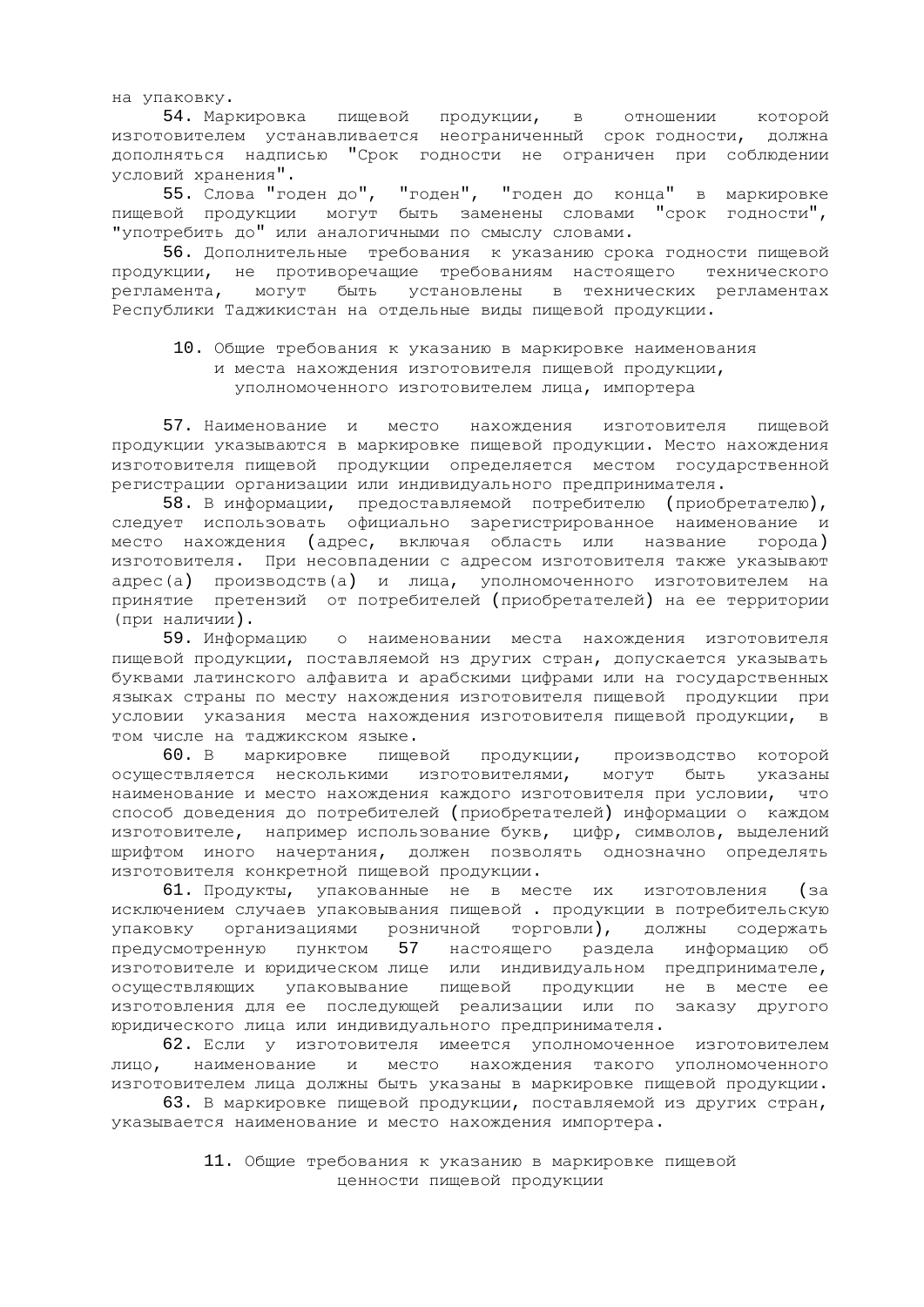на упаковку.

**54.** Маркировка пищевой продукции, в отношении которой изготовителем устанавливается неограниченный срок годности, должна дополняться надписью "Срок годности не ограничен при соблюдении условий хранения".

**55.** Слова "годен до", "годен", "годен до конца" в маркировке пищевой продукции могут быть заменены словами "срок годности", "употребить до" или аналогичными по смыслу словами.

**56.** Дополнительные требования к указанию срока годности пищевой продукции, не противоречащие требованиям настоящего технического регламента, могут быть установлены в технических регламентах Республики Таджикистан на отдельные виды пищевой продукции.

### 10. Общие требования к указанию в маркировке наименования и места нахождения изготовителя пищевой продукции, уполномоченного изготовителем лица, импортера

**57.** Наименование и место нахождения изготовителя пищевой продукции указываются в маркировке пищевой продукции. Место нахождения изготовителя пищевой продукции определяется местом государственной регистрации организации или индивидуального предпринимателя.

**58.** В информации, предоставляемой потребителю (приобретателю), следует использовать официально зарегистрированное наименование и место нахождения (адрес, включая область или название города) изготовителя. При несовпадении с адресом изготовителя также указывают адрес(а) производств(а) и лица, уполномоченного изготовителем на принятие претензий от потребителей (приобретателей) на ее территории (при наличии).

**59.** Информацию о наименовании места нахождения изготовителя пищевой продукции, поставляемой нз других стран, допускается указывать буквами латинского алфавита и арабскими цифрами или на государственных языках страны по месту нахождения изготовителя пищевой продукции при условии указания места нахождения изготовителя пищевой продукции, в том числе на таджикском языке.

**60.** В маркировке пищевой продукции, производство которой осуществляется несколькими изготовителями, могут быть указаны наименование и место нахождения каждого изготовителя при условии, что способ доведения до потребителей (приобретателей) информации о каждом изготовителе, например использование букв, цифр, символов, выделений шрифтом иного начертания, должен позволять однозначно определять изготовителя конкретной пищевой продукции.

**61.** Продукты, упакованные не в месте их изготовления (за исключением случаев упаковывания пищевой . продукции в потребительскую упаковку организациями розничной торговли), должны содержать предусмотренную пунктом 57 настоящего раздела информацию об изготовителе и юридическом лице или индивидуальном предпринимателе, осуществляющих упаковывание пищевой продукции не в месте ее изготовления для ее последующей реализации или по заказу другого юридического лица или индивидуального предпринимателя.

**62.** Если у изготовителя имеется уполномоченное изготовителем лицо, наименование и место нахождения такого уполномоченного изготовителем лица должны быть указаны в маркировке пищевой продукции.

**63.** В маркировке пищевой продукции, поставляемой из других стран, указывается наименование и место нахождения импортера.

### 11. Общие требования к указанию в маркировке пищевой ценности пищевой продукции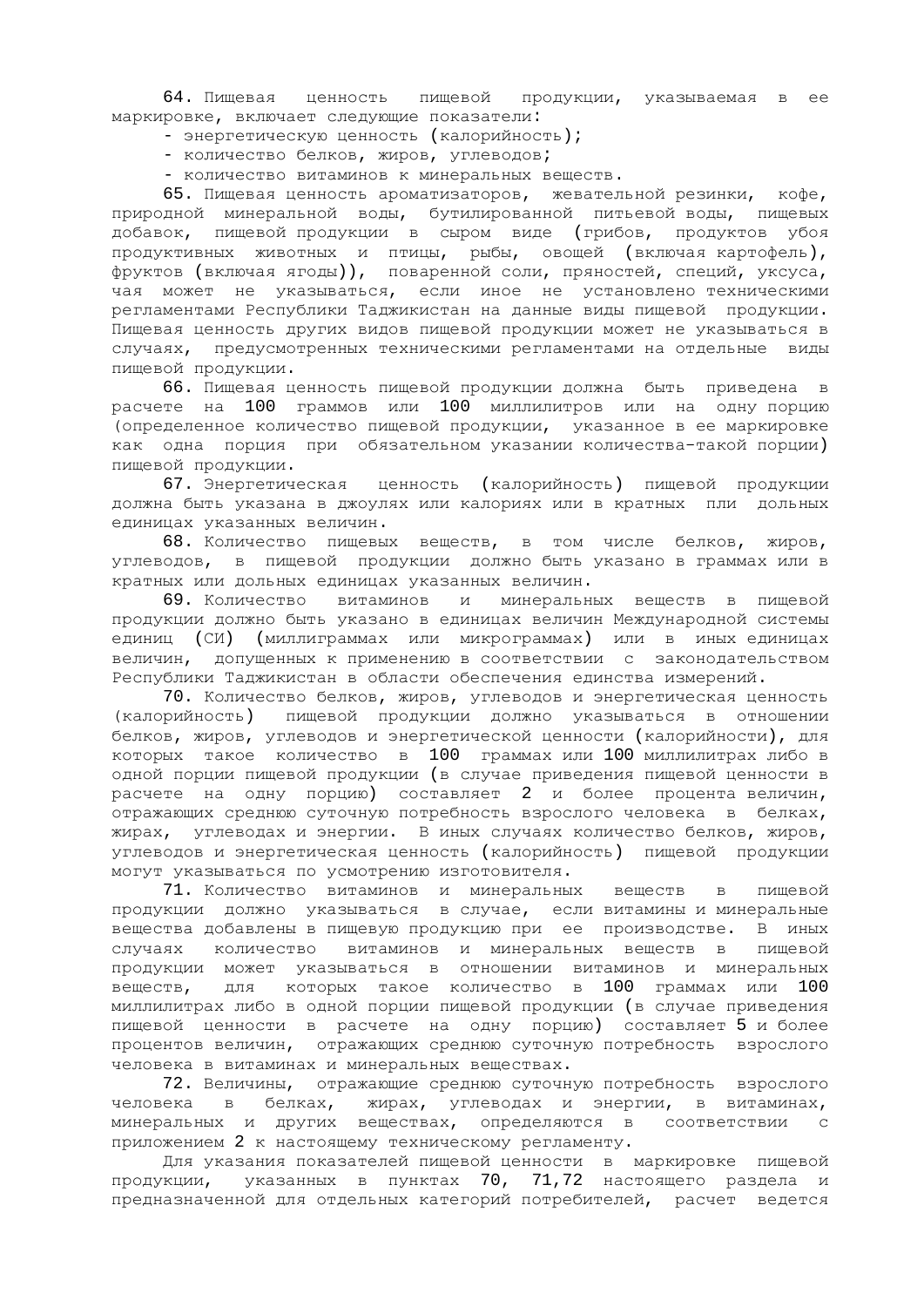64. Пищевая ценность пищевой продукции, указываемая в ее маркировке, включает следующие показатели:

- энергетическую ценность (калорийность);
- количество белков, жиров, углеводов;
- количество витаминов к минеральных веществ.

65. Пищевая ценность ароматизаторов, жевательной резинки, кофе, природной минеральной воды, бутилированной питьевой воды, пищевых добавок, пищевой продукции в сыром виде (грибов, продуктов убоя продуктивных животных и птицы, рыбы, овощей (включая картофель), фруктов (включая ягоды)), поваренной соли, пряностей, специй, уксуса, чая может не указываться, если иное не установлено техническими регламентами Республики Таджикистан на данные виды пищевой продукции. Пищевая ценность других видов пищевой продукции может не указываться в случаях, предусмотренных техническими регламентами на отдельные виды пищевой продукции.

66. Пищевая ценность пищевой продукции должна быть приведена в расчете на 100 граммов или 100 миллилитров или на одну порцию (определенное количество пищевой продукции, указанное в ее маркировке как одна порция при обязательном указании количества-такой порции) пищевой продукции.

67. Энергетическая ценность (калорийность) пищевой продукции должна быть указана в джоулях или калориях или в кратных пли дольных единицах указанных величин.

68. Количество пищевых веществ, в том числе белков, жиров, углеводов, в пищевой продукции должно быть указано в граммах или в кратных или дольных единицах указанных величин.

69. Количество витаминов и минеральных веществ в пищевой продукции должно быть указано в единицах величин Международной системы единиц (СИ) (миллиграммах или микрограммах) или в иных единицах величин, допущенных к применению в соответствии с законодательством Республики Таджикистан в области обеспечения единства измерений.

70. Количество белков, жиров, углеводов и энергетическая ценность (калорийность) пищевой продукции должно указываться в отношении белков, жиров, углеводов и энергетической ценности (калорийности), для которых такое количество в 100 граммах или 100 миллилитрах либо в одной порции пищевой продукции (в случае приведения пищевой ценности в расчете на одну порцию) составляет 2 и более процента величин, отражающих среднюю суточную потребность взрослого человека в белках, жирах, углеводах и энергии. В иных случаях количество белков, жиров, углеводов и энергетическая ценность (калорийность) пищевой продукции могут указываться по усмотрению изготовителя.

71. Количество витаминов и минеральных веществ в пищевой продукции должно указываться в случае, если витамины и минеральные вещества добавлены в пищевую продукцию при ее производстве. В иных случаях количество витаминов и минеральных веществ в пищевой продукции может указываться в отношении витаминов и минеральных веществ, для которых такое количество в 100 граммах или 100 миллилитрах либо в одной порции пищевой продукции (в случае приведения пищевой ценности в расчете на одну порцию) составляет 5 и более процентов величин, отражающих среднюю суточную потребность взрослого человека в витаминах и минеральных веществах.

72. Величины, отражающие среднюю суточную потребность взрослого человека в белках, жирах, углеводах и энергии, в витаминах, минеральных и других веществах, определяются в соответствии с приложением 2 к настоящему техническому регламенту.

Для указания показателей пищевой ценности в маркировке пищевой продукции, указанных в пунктах 70, 71,72 настоящего раздела и предназначенной для отдельных категорий потребителей, расчет ведется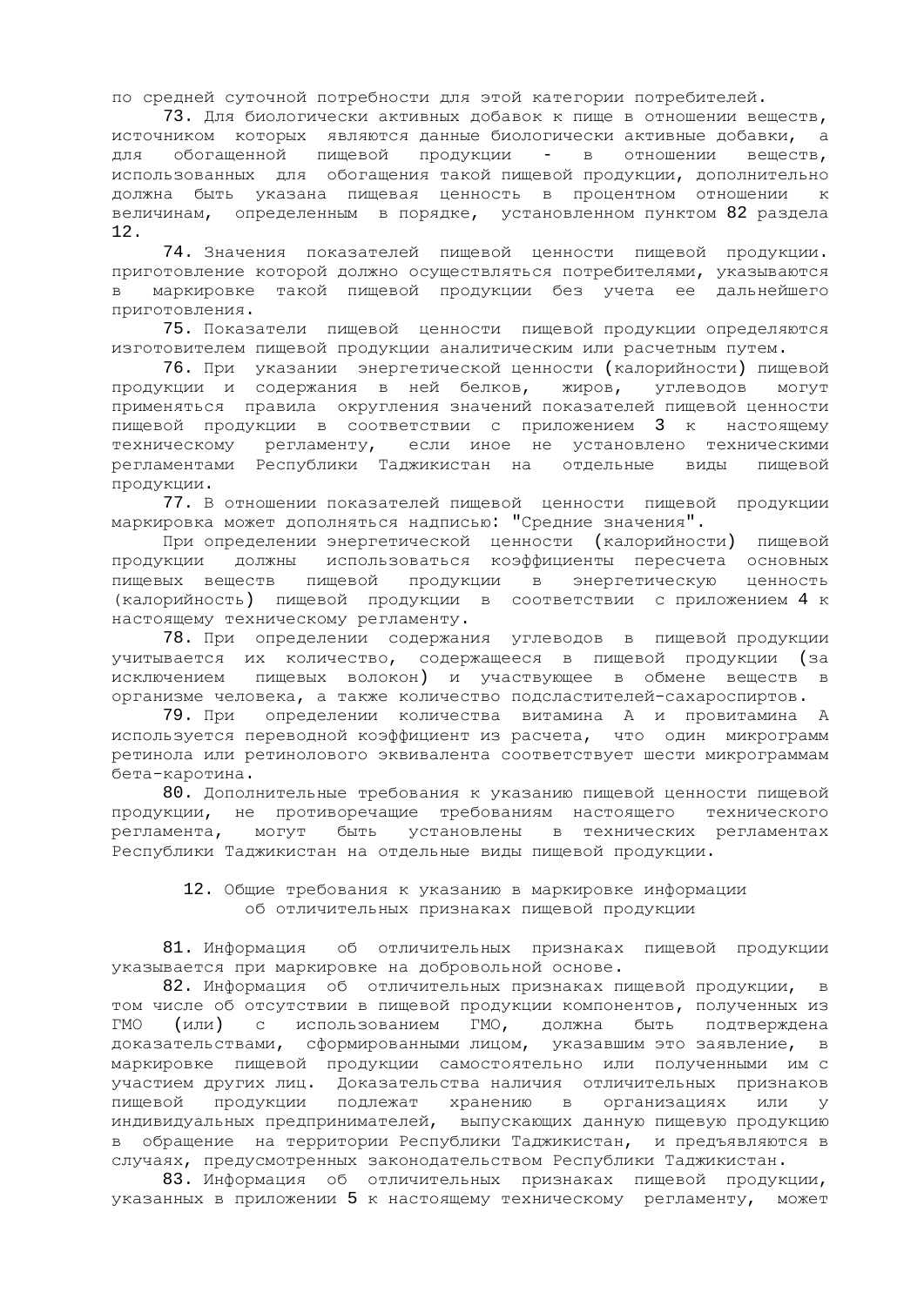по средней суточной потребности для этой категории потребителей.

73. Для биологически активных добавок к пище в отношении веществ, источником которых являются данные биологически активные добавки, а для обогащенной пищевой продукции - в отношении веществ, использованных для обогащения такой пищевой продукции, дополнительно должна быть указана пищевая ценность в процентном отношении к величинам, определенным в порядке, установленном пунктом 82 раздела 12.

74. Значения показателей пищевой ценности пищевой продукции. приготовление которой должно осуществляться потребителями, указываются в маркировке такой пищевой продукции без учета ее дальнейшего приготовления.

75. Показатели пищевой ценности пищевой продукции определяются изготовителем пищевой продукции аналитическим или расчетным путем.

76. При указании энергетической ценности (калорийности) пищевой продукции и содержания в ней белков, жиров, углеводов могут применяться правила округления значений показателей пищевой ценности пищевой продукции в соответствии с приложением 3 к настоящему техническому регламенту, если иное не установлено техническими регламентами Республики Таджикистан на отдельные виды пищевой продукции.

77. В отношении показателей пищевой ценности пищевой продукции маркировка может дополняться надписью: "Средние значения".

При определении энергетической ценности (калорийности) пищевой продукции должны использоваться коэффициенты пересчета основных пищевых веществ пищевой продукции в энергетическую ценность (калорийность) пищевой продукции в соответствии с приложением 4 к настоящему техническому регламенту.

78. При определении содержания углеводов в пищевой продукции учитывается их количество, содержащееся в пищевой продукции (за исключением пищевых волокон) и участвующее в обмене веществ в организме человека, а также количество подсластителей-сахароспиртов.

79. При определении количества витамина А и провитамина А используется переводной коэффициент из расчета, что один микрограмм ретинола или ретинолового эквивалента соответствует шести микрограммам бета-каротина.

80. Дополнительные требования к указанию пищевой ценности пищевой продукции, не противоречащие требованиям настоящего технического регламента, могут быть установлены в технических регламентах Республики Таджикистан на отдельные виды пищевой продукции.

## 12. Общие требования к указанию в маркировке информации об отличительных признаках пищевой продукции

81. Информация об отличительных признаках пищевой продукции указывается при маркировке на добровольной основе.

82. Информация об отличительных признаках пищевой продукции, в том числе об отсутствии в пищевой продукции компонентов, полученных из ГМО (или) с использованием ГМО, должна быть подтверждена доказательствами, сформированными лицом, указавшим это заявление, в маркировке пищевой продукции самостоятельно или полученными им с участием других лиц. Доказательства наличия отличительных признаков пищевой продукции подлежат хранению в организациях или у индивидуальных предпринимателей, выпускающих данную пищевую продукцию в обращение на территории Республики Таджикистан, и предъявляются в случаях, предусмотренных законодательством Республики Таджикистан.

83. Информация об отличительных признаках пищевой продукции, указанных в приложении 5 к настоящему техническому регламенту, может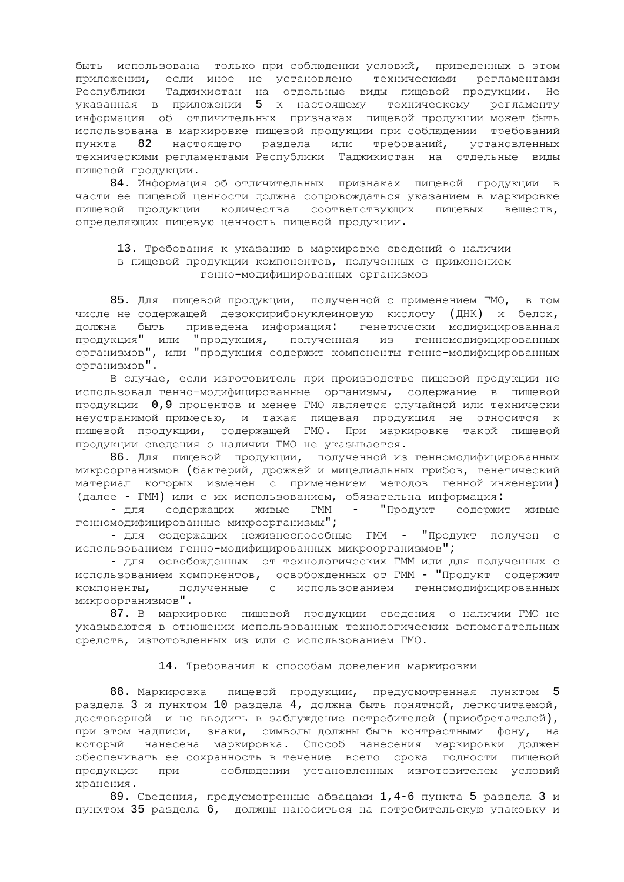быть использована только при соблюдении условий, приведенных в этом приложении, если иное не установлено техническими регламентами Республики Таджикистан на отдельные виды пищевой продукции. Не указанная в приложении 5 к настоящему техническому регламенту информация об отличительных признаках пищевой продукции может быть использована в маркировке пищевой продукции при соблюдении требований пункта 82 настоящего раздела или требований, установленных техническими регламентами Республики Таджикистан на отдельные виды пищевой продукции.

84. Информация об отличительных признаках пищевой продукции в части ее пищевой ценности должна сопровождаться указанием в маркировке пищевой продукции количества соответствующих пищевых веществ, определяющих пищевую ценность пищевой продукции.

### 13. Требования к указанию в маркировке сведений о наличии в пищевой продукции компонентов, полученных с применением генно-модифицированных организмов

85. Для пищевой продукции, полученной с применением ГМО, в том числе не содержащей дезоксирибонуклеиновую кислоту (ДНК) и белок, должна быть приведена информация: генетически модифицированная продукция" или "продукция, полученная из генномодифицированных организмов", или "продукция содержит компоненты генно-модифицированных организмов".

В случае, если изготовитель при производстве пищевой продукции не использовал генно-модифицированные организмы, содержание в пищевой продукции 0,9 процентов и менее ГМО является случайной или технически неустранимой примесью, и такая пищевая продукция не относится к пищевой продукции, содержащей ГМО. При маркировке такой пищевой продукции сведения о наличии ГМО не указывается.

86. Для пищевой продукции, полученной из генномодифицированных микроорганизмов (бактерий, дрожжей и мицелиальных грибов, генетический материал которых изменен с применением методов генной инженерии) (далее - ГММ) или с их использованием, обязательна информация:

- для содержащих живые ГММ - "Продукт содержит живые генномодифицированные микроорганизмы";
- для содержащих нежизнеспособные ГММ - "Продукт получен с использованием генно-модифицированных микроорганизмов";
- для освобожденных от технологических ГММ или для полученных с использованием компонентов, освобожденных от ГММ - "Продукт содержит компоненты, полученные с использованием генномодифицированных микроорганизмов".

87. В маркировке пищевой продукции сведения о наличии ГМО не указываются в отношении использованных технологических вспомогательных средств, изготовленных из или с использованием ГМО.

### 14. Требования к способам доведения маркировки

88. Маркировка пищевой продукции, предусмотренная пунктом 5 раздела 3 и пунктом 10 раздела 4, должна быть понятной, легкочитаемой, достоверной и не вводить в заблуждение потребителей (приобретателей), при этом надписи, знаки, символы должны быть контрастными фону, на который нанесена маркировка. Способ нанесения маркировки должен обеспечивать ее сохранность в течение всего срока годности пищевой продукции при соблюдении установленных изготовителем условий хранения.

89. Сведения, предусмотренные абзацами 1,4-6 пункта 5 раздела 3 и пунктом 35 раздела 6, должны наноситься на потребительскую упаковку и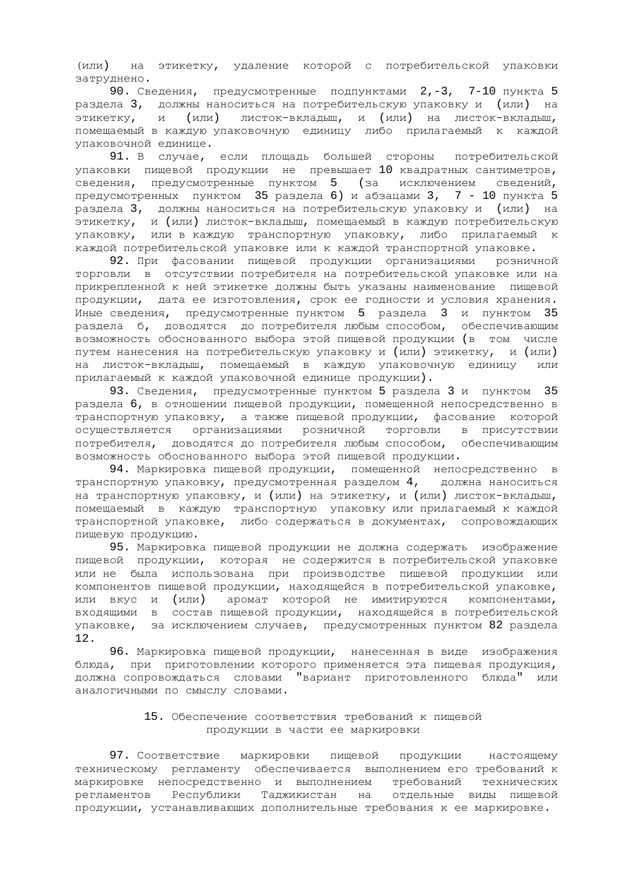(или) на этикетку, удаление которой с потребительской упаковки затруднено.

90. Сведения, предусмотренные подпунктами 2,-3, 7-10 пункта 5 раздела 3, должны наноситься на потребительскую упаковку и (или) на этикетку, и (или) листок-вкладыш, и (или) на листок-вкладыш, помещаемый в каждую упаковочную единицу либо прилагаемый к каждой упаковочной единице.

91. В случае, если площадь большей стороны потребительской упаковки пищевой продукции не превышает 10 квадратных сантиметров, сведения, предусмотренные пунктом 5 (за исключением сведений, предусмотренных пунктом 35 раздела 6) и абзацами 3, 7 - 10 пункта 5 раздела 3, должны наноситься на потребительскую упаковку и (или) на этикетку, и (или) листок-вкладыш, помещаемый в каждую потребительскую упаковку, или в каждую транспортную упаковку, либо прилагаемый к каждой потребительской упаковке или к каждой транспортной упаковке.

92. При фасовании пищевой продукции организациями розничной торговли в отсутствии потребителя на потребительской упаковке или на прикрепленной к ней этикетке должны быть указаны наименование пищевой продукции, дата ее изготовления, срок ее годности и условия хранения. Иные сведения, предусмотренные пунктом 5 раздела 3 и пунктом 35 раздела б, доводятся до потребителя любым способом, обеспечивающим возможность обоснованного выбора этой пищевой продукции (в том числе путем нанесения на потребительскую упаковку и (или) этикетку, и (или) на листок-вкладыш, помещаемый в каждую упаковочную единицу или прилагаемый к каждой упаковочной единице продукции).

93. Сведения, предусмотренные пунктом 5 раздела 3 и пунктом 35 раздела 6, в отношении пищевой продукции, помещенной непосредственно в транспортную упаковку, а также пищевой продукции, фасование которой осуществляется организациями розничной торговли в присутствии потребителя, доводятся до потребителя любым способом, обеспечивающим возможность обоснованного выбора этой пищевой продукции.

94. Маркировка пищевой продукции, помещенной непосредственно в транспортную упаковку, предусмотренная разделом 4, должна наноситься на транспортную упаковку, и (или) на этикетку, и (или) листок-вкладыш, помещаемый в каждую транспортную упаковку или прилагаемый к каждой транспортной упаковке, либо содержаться в документах, сопровождающих пищевую продукцию.

95. Маркировка пищевой продукции не должна содержать изображение пищевой продукции, которая не содержится в потребительской упаковке или не была использована при производстве пищевой продукции или компонентов пищевой продукции, находящейся в потребительской упаковке, или вкус и (или) аромат которой не имитируются компонентами, входящими в состав пищевой продукции, находящейся в потребительской упаковке, за исключением случаев, предусмотренных пунктом 82 раздела 12.

96. Маркировка пищевой продукции, нанесенная в виде изображения блюда, при приготовлении которого применяется эта пищевая продукция, должна сопровождаться словами "вариант приготовленного блюда" или аналогичными по смыслу словами.

## 15. Обеспечение соответствия требований к пищевой продукции в части ее маркировки

97. Соответствие маркировки пищевой продукции настоящему техническому регламенту обеспечивается выполнением его требований к маркировке непосредственно и выполнением требований технических регламентов Республики Таджикистан на отдельные виды пищевой продукции, устанавливающих дополнительные требования к ее маркировке.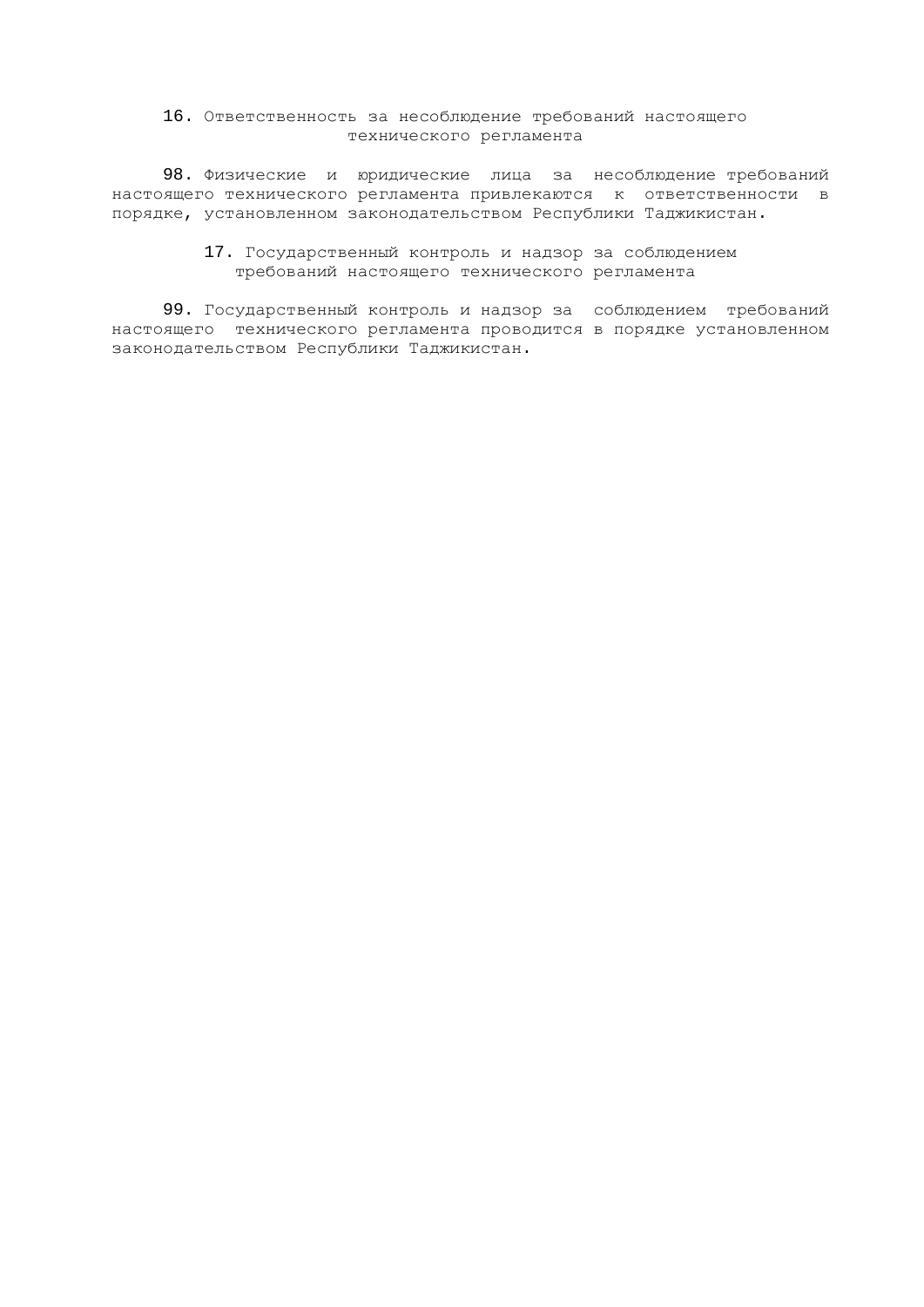## 16. Ответственность за несоблюдение требований настоящего технического регламента

98. Физические и юридические лица за несоблюдение требований настоящего технического регламента привлекаются к ответственности в порядке, установленном законодательством Республики Таджикистан.

## 17. Государственный контроль и надзор за соблюдением требований настоящего технического регламента

99. Государственный контроль и надзор за соблюдением требований настоящего технического регламента проводится в порядке установленном законодательством Республики Таджикистан.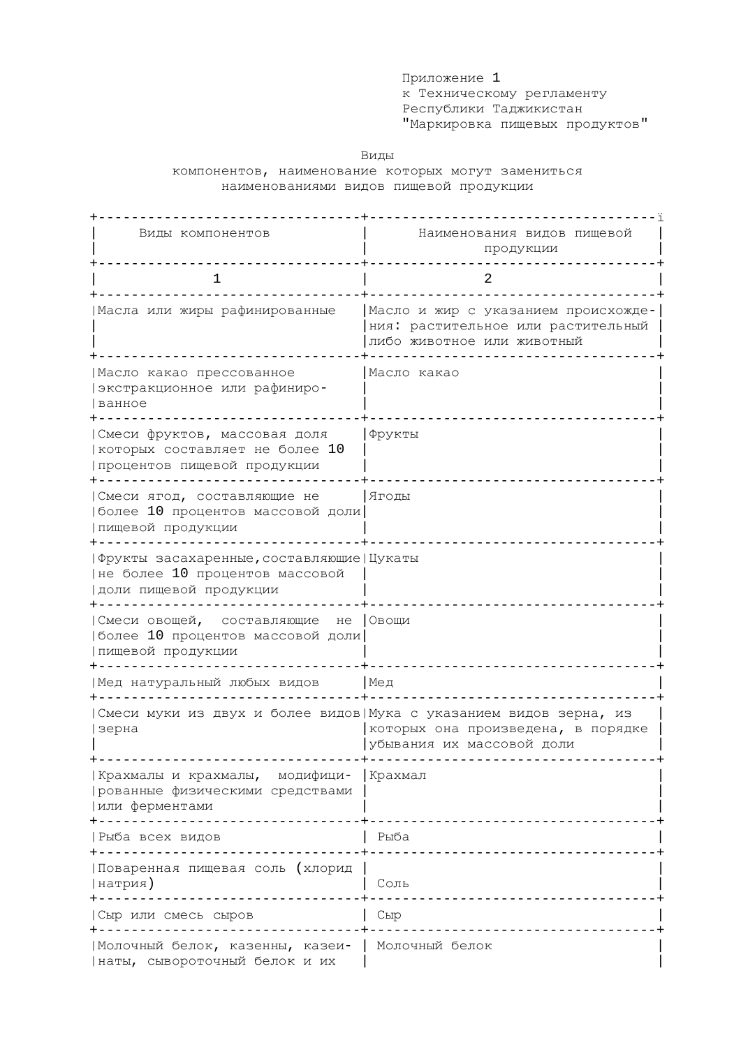Приложение 1
к Техническому регламенту
Республики Таджикистан
"Маркировка пищевых продуктов"

Виды
компонентов, наименование которых могут замениться
наименованиями видов пищевой продукции

| Виды компонентов | Наименования видов пищевой продукции |
|---|---|
| 1 | 2 |
| Масла или жиры рафинированные | Масло и жир с указанием происхождения: растительное или растительный либо животное или животный |
| Масло какао прессованное экстракционное или рафинированное | Масло какао |
| Смеси фруктов, массовая доля которых составляет не более 10 процентов пищевой продукции | Фрукты |
| Смеси ягод, составляющие не более 10 процентов массовой доли пищевой продукции | Ягоды |
| Фрукты засахаренные,составляющие не более 10 процентов массовой доли пищевой продукции | Цукаты |
| Смеси овощей, составляющие не более 10 процентов массовой доли пищевой продукции | Овощи |
| Мед натуральный любых видов | Мед |
| Смеси муки из двух и более видов зерна | Мука с указанием видов зерна, из которых она произведена, в порядке убывания их массовой доли |
| Крахмалы и крахмалы, модифицированные физическими средствами или ферментами | Крахмал |
| Рыба всех видов | Рыба |
| Поваренная пищевая соль (хлорид натрия) | Соль |
| Сыр или смесь сыров | Сыр |
| Молочный белок, казенны, казеинаты, сывороточный белок и их | Молочный белок |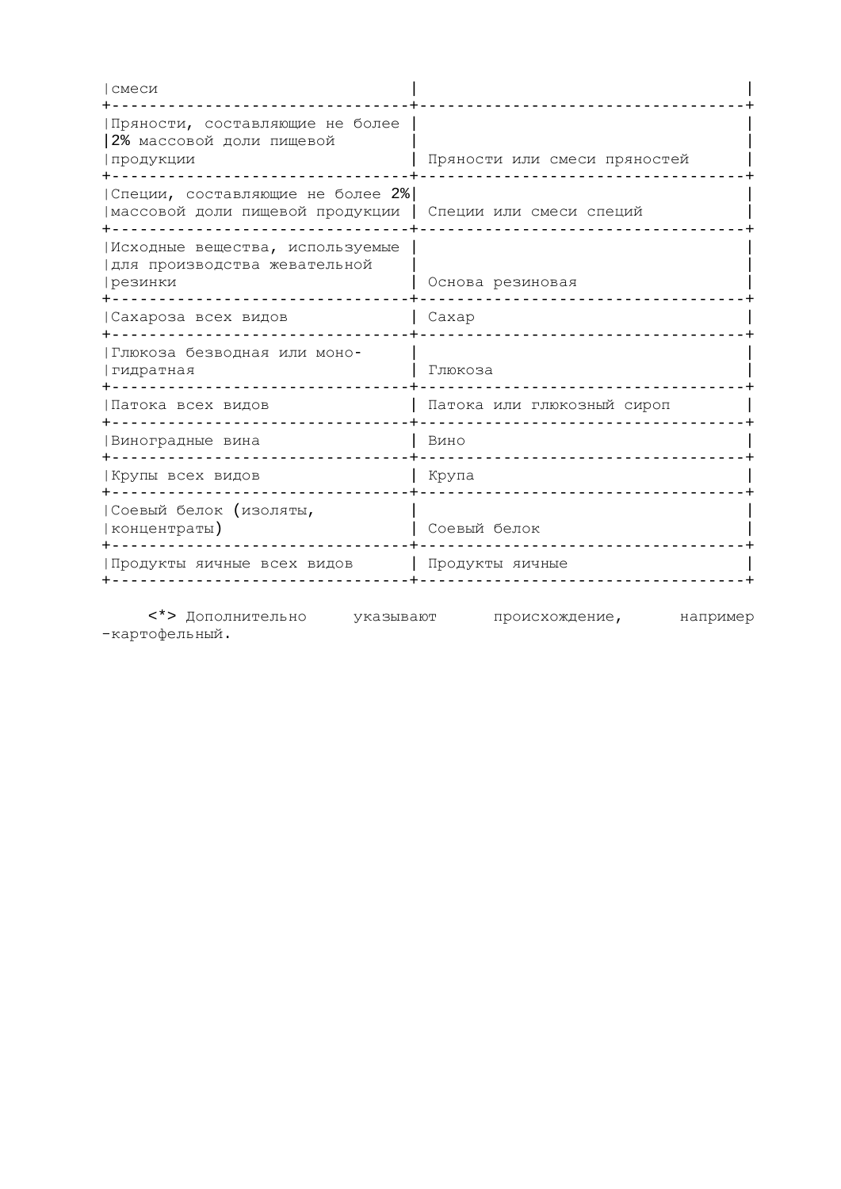| | |
|---|---|
| смеси | |
| Пряности, составляющие не более 2% массовой доли пищевой продукции | Пряности или смеси пряностей |
| Специи, составляющие не более 2% массовой доли пищевой продукции | Специи или смеси специй |
| Исходные вещества, используемые для производства жевательной резинки | Основа резиновая |
| Сахароза всех видов | Сахар |
| Глюкоза безводная или моно-гидратная | Глюкоза |
| Патока всех видов | Патока или глюкозный сироп |
| Виноградные вина | Вино |
| Крупы всех видов | Крупа |
| Соевый белок (изоляты, концентраты) | Соевый белок |
| Продукты яичные всех видов | Продукты яичные |

<*> Дополнительно указывают происхождение, например -картофельный.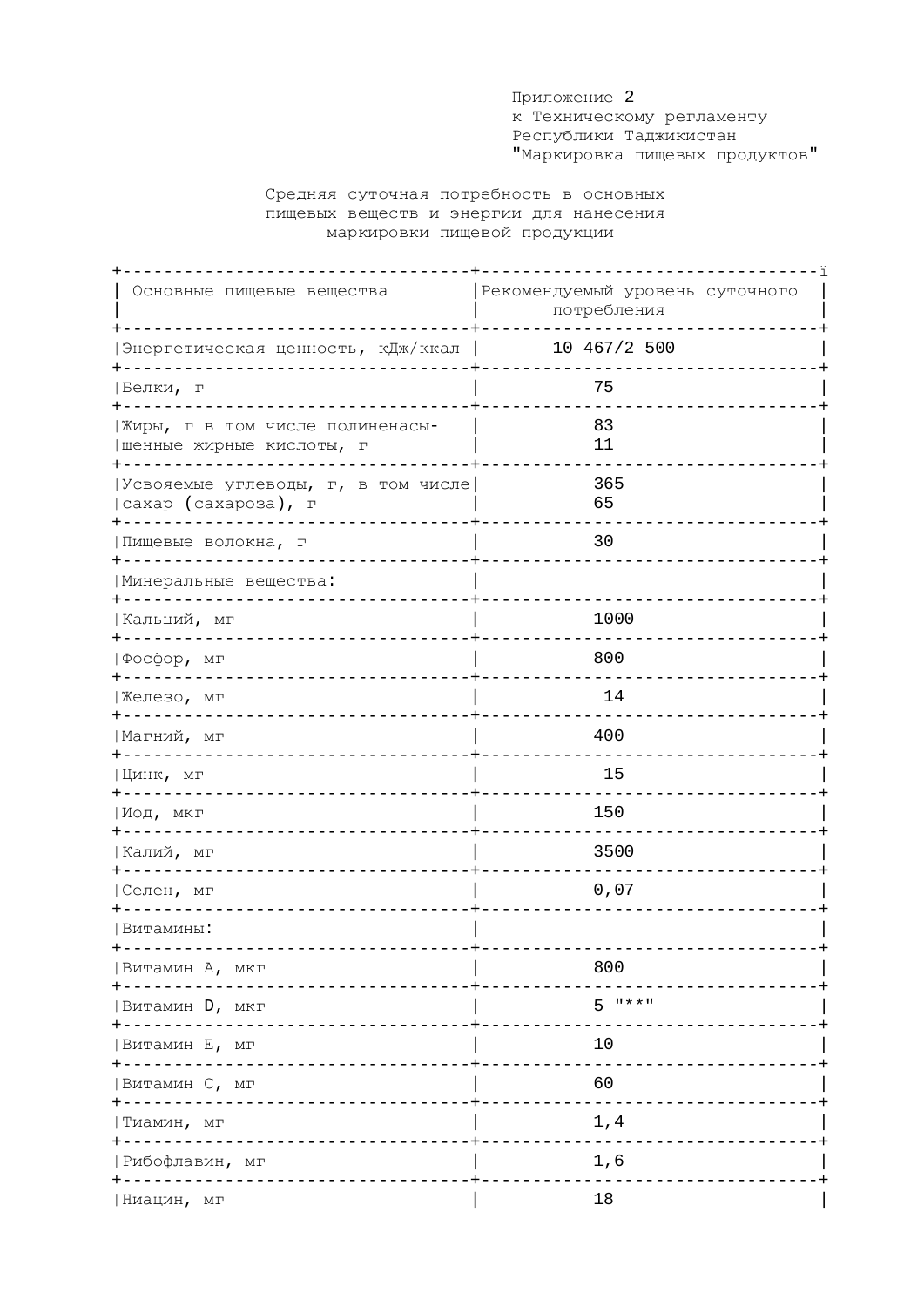Приложение 2
к Техническому регламенту
Республики Таджикистан
"Маркировка пищевых продуктов"

Средняя суточная потребность в основных пищевых веществ и энергии для нанесения маркировки пищевой продукции

| Основные пищевые вещества | Рекомендуемый уровень суточного потребления |
|---|---|
| Энергетическая ценность, кДж/ккал | 10 467/2 500 |
| Белки, г | 75 |
| Жиры, г в том числе полиненасыщенные жирные кислоты, г | 83<br>11 |
| Усвояемые углеводы, г, в том числе сахар (сахароза), г | 365<br>65 |
| Пищевые волокна, г | 30 |
| Минеральные вещества: | |
| Кальций, мг | 1000 |
| Фосфор, мг | 800 |
| Железо, мг | 14 |
| Магний, мг | 400 |
| Цинк, мг | 15 |
| Иод, мкг | 150 |
| Калий, мг | 3500 |
| Селен, мг | 0,07 |
| Витамины: | |
| Витамин А, мкг | 800 |
| Витамин D, мкг | 5 "**" |
| Витамин Е, мг | 10 |
| Витамин С, мг | 60 |
| Тиамин, мг | 1,4 |
| Рибофлавин, мг | 1,6 |
| Ниацин, мг | 18 |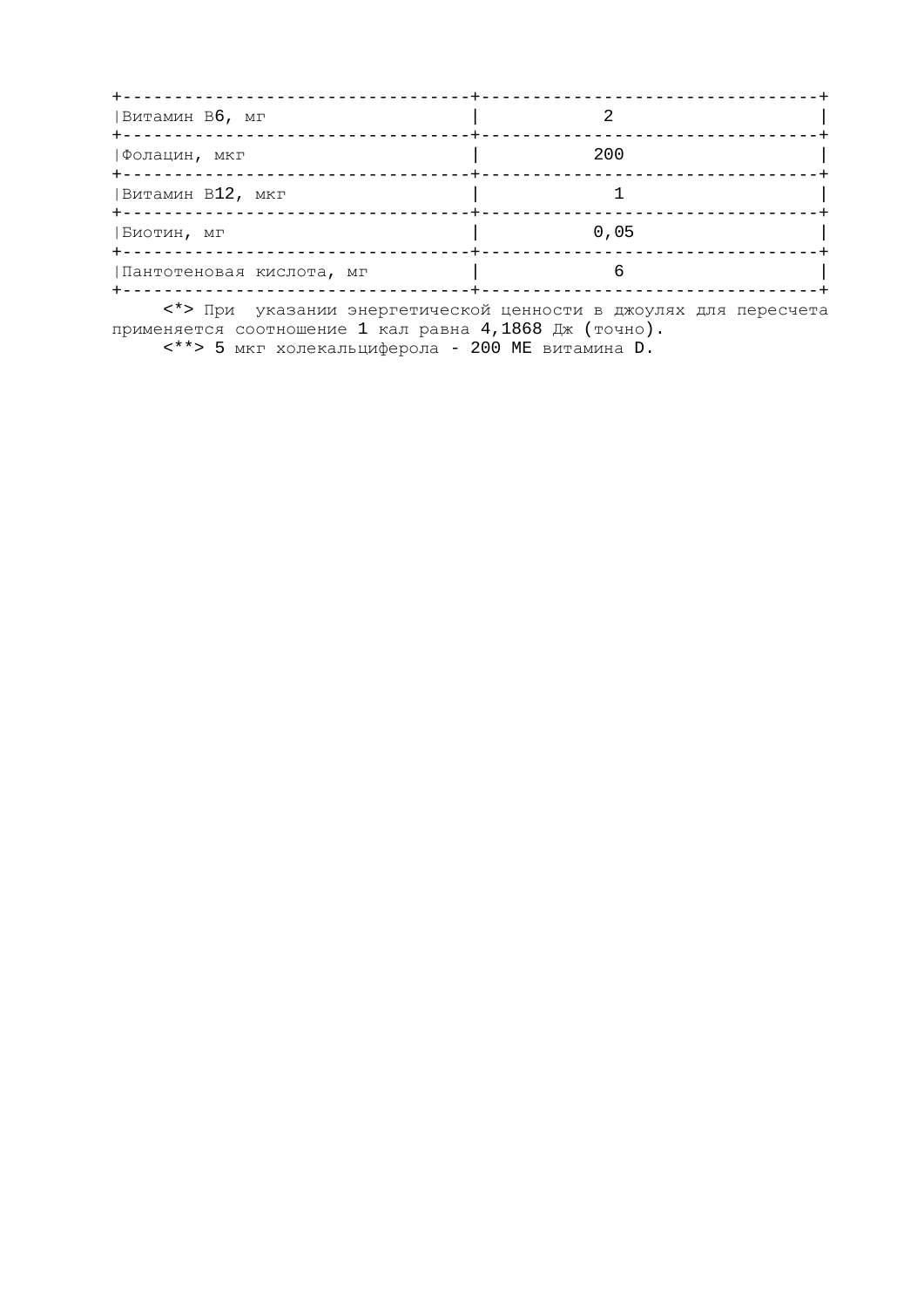| | |
|---|---|
| Витамин B6, мг | 2 |
| Фолацин, мкг | 200 |
| Витамин B12, мкг | 1 |
| Биотин, мг | 0,05 |
| Пантотеновая кислота, мг | 6 |

<*> При указании энергетической ценности в джоулях для пересчета применяется соотношение 1 кал равна 4,1868 Дж (точно).

<**> 5 мкг холекальциферола - 200 МЕ витамина D.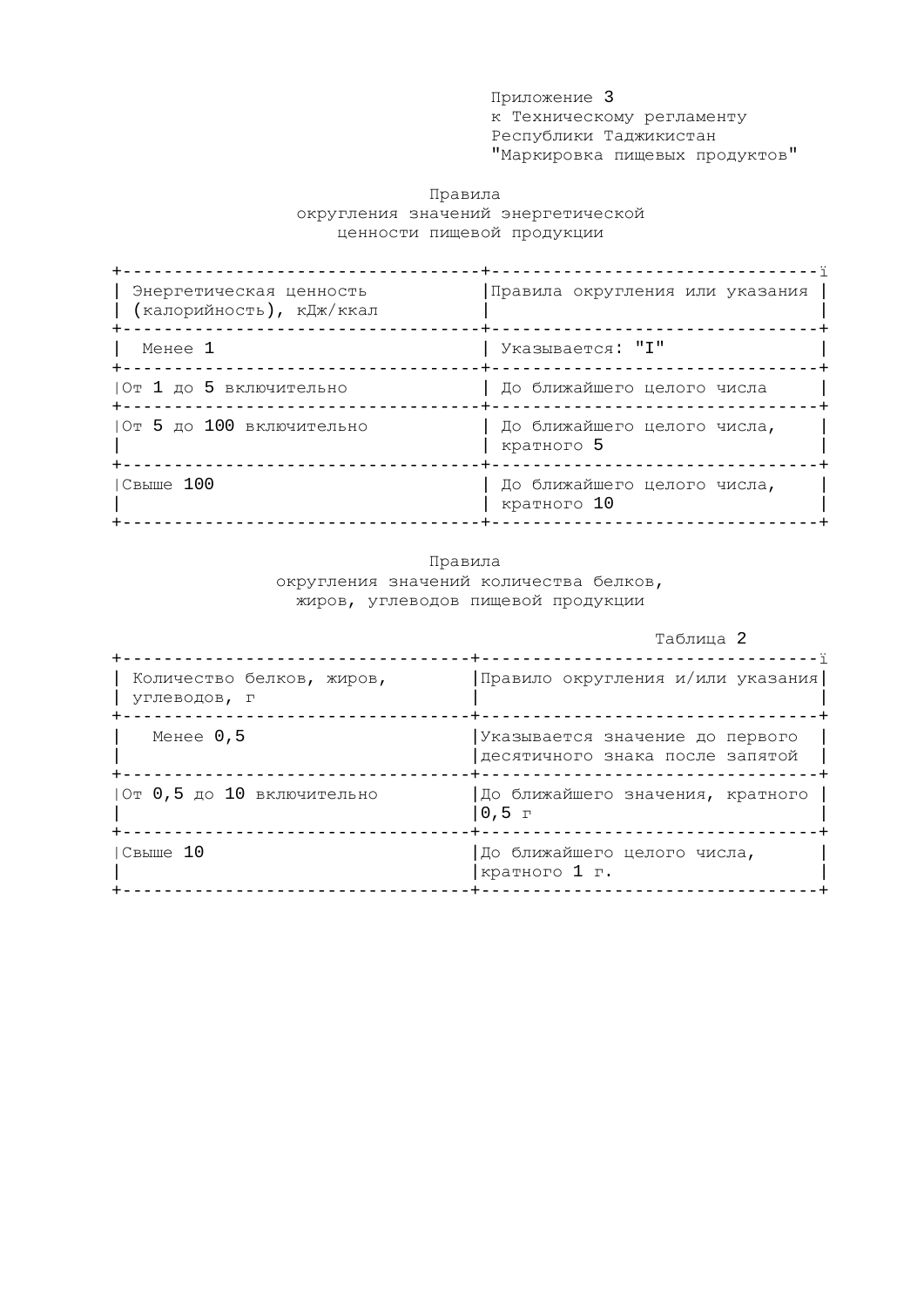Приложение 3
к Техническому регламенту
Республики Таджикистан
"Маркировка пищевых продуктов"

## Правила округления значений энергетической ценности пищевой продукции

| Энергетическая ценность (калорийность), кДж/ккал | Правила округления или указания |
|---|---|
| Менее 1 | Указывается: "I" |
| От 1 до 5 включительно | До ближайшего целого числа |
| От 5 до 100 включительно | До ближайшего целого числа, кратного 5 |
| Свыше 100 | До ближайшего целого числа, кратного 10 |

## Правила округления значений количества белков, жиров, углеводов пищевой продукции

Таблица 2

| Количество белков, жиров, углеводов, г | Правило округления и/или указания |
|---|---|
| Менее 0,5 | Указывается значение до первого десятичного знака после запятой |
| От 0,5 до 10 включительно | До ближайшего значения, кратного 0,5 г |
| Свыше 10 | До ближайшего целого числа, кратного 1 г. |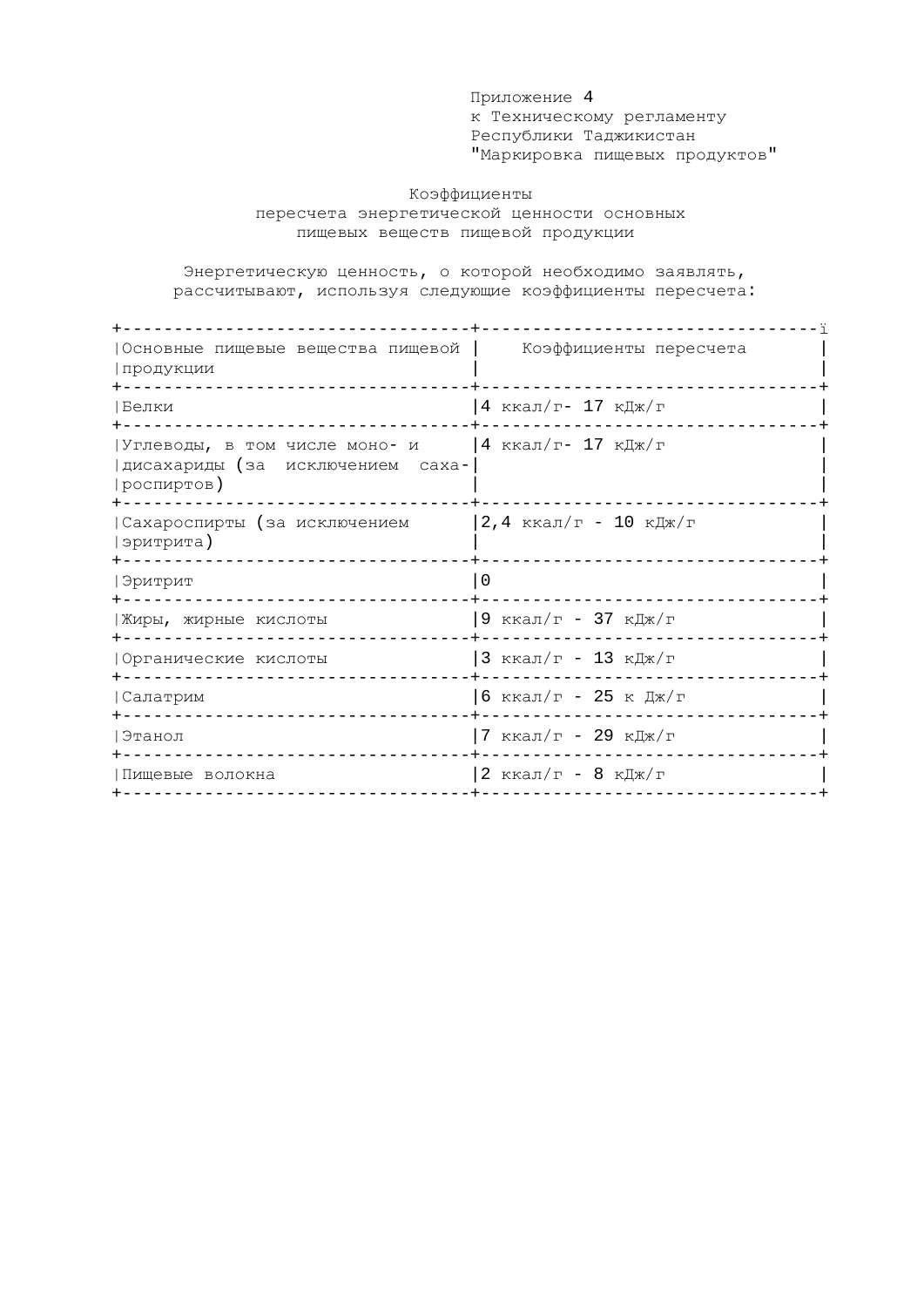Приложение 4
к Техническому регламенту
Республики Таджикистан
"Маркировка пищевых продуктов"

## Коэффициенты пересчета энергетической ценности основных пищевых веществ пищевой продукции

Энергетическую ценность, о которой необходимо заявлять, рассчитывают, используя следующие коэффициенты пересчета:

| Основные пищевые вещества пищевой продукции | Коэффициенты пересчета |
|---|---|
| Белки | 4 ккал/г- 17 кДж/г |
| Углеводы, в том числе моно- и дисахариды (за исключением сахароспиртов) | 4 ккал/г- 17 кДж/г |
| Сахароспирты (за исключением эритрита) | 2,4 ккал/г - 10 кДж/г |
| Эритрит | 0 |
| Жиры, жирные кислоты | 9 ккал/г - 37 кДж/г |
| Органические кислоты | 3 ккал/г - 13 кДж/г |
| Салатрим | 6 ккал/г - 25 к Дж/г |
| Этанол | 7 ккал/г - 29 кДж/г |
| Пищевые волокна | 2 ккал/г - 8 кДж/г |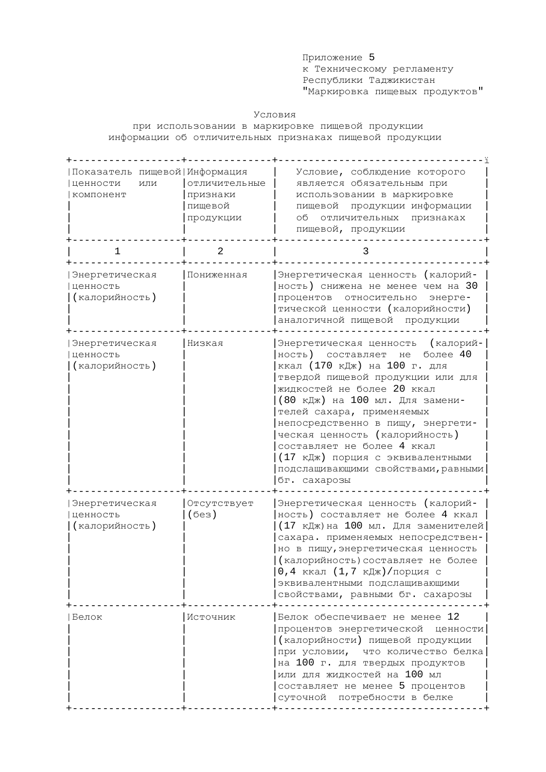Приложение 5
к Техническому регламенту
Республики Таджикистан
"Маркировка пищевых продуктов"

Условия
при использовании в маркировке пищевой продукции
информации об отличительных признаках пищевой продукции

| Показатель пищевой ценности или компонент | Информация отличительные признаки пищевой продукции | Условие, соблюдение которого является обязательным при использовании в маркировке пищевой продукции информации об отличительных признаках пищевой, продукции |
|---|---|---|
| 1 | 2 | 3 |
| Энергетическая ценность (калорийность) | Пониженная | Энергетическая ценность (калорийность) снижена не менее чем на 30 процентов относительно энергетической ценности (калорийности) аналогичной пищевой продукции |
| Энергетическая ценность (калорийность) | Низкая | Энергетическая ценность (калорийность) составляет не более 40 ккал (170 кДж) на 100 г. для твердой пищевой продукции или для жидкостей не более 20 ккал (80 кДж) на 100 мл. Для заменителей сахара, применяемых непосредственно в пищу, энергетическая ценность (калорийность) составляет не более 4 ккал (17 кДж) порция с эквивалентными подслащивающими свойствами,равными 6г. сахарозы |
| Энергетическая ценность (калорийность) | Отсутствует (без) | Энергетическая ценность (калорийность) составляет не более 4 ккал (17 кДж) на 100 мл. Для заменителей сахара. применяемых непосредственно в пищу,энергетическая ценность (калорийность) составляет не более 0,4 ккал (1,7 кДж)/порция с эквивалентными подслащивающими свойствами, равными 6г. сахарозы |
| Белок | Источник | Белок обеспечивает не менее 12 процентов энергетической ценности (калорийности) пищевой продукции при условии, что количество белка на 100 г. для твердых продуктов или для жидкостей на 100 мл составляет не менее 5 процентов суточной потребности в белке |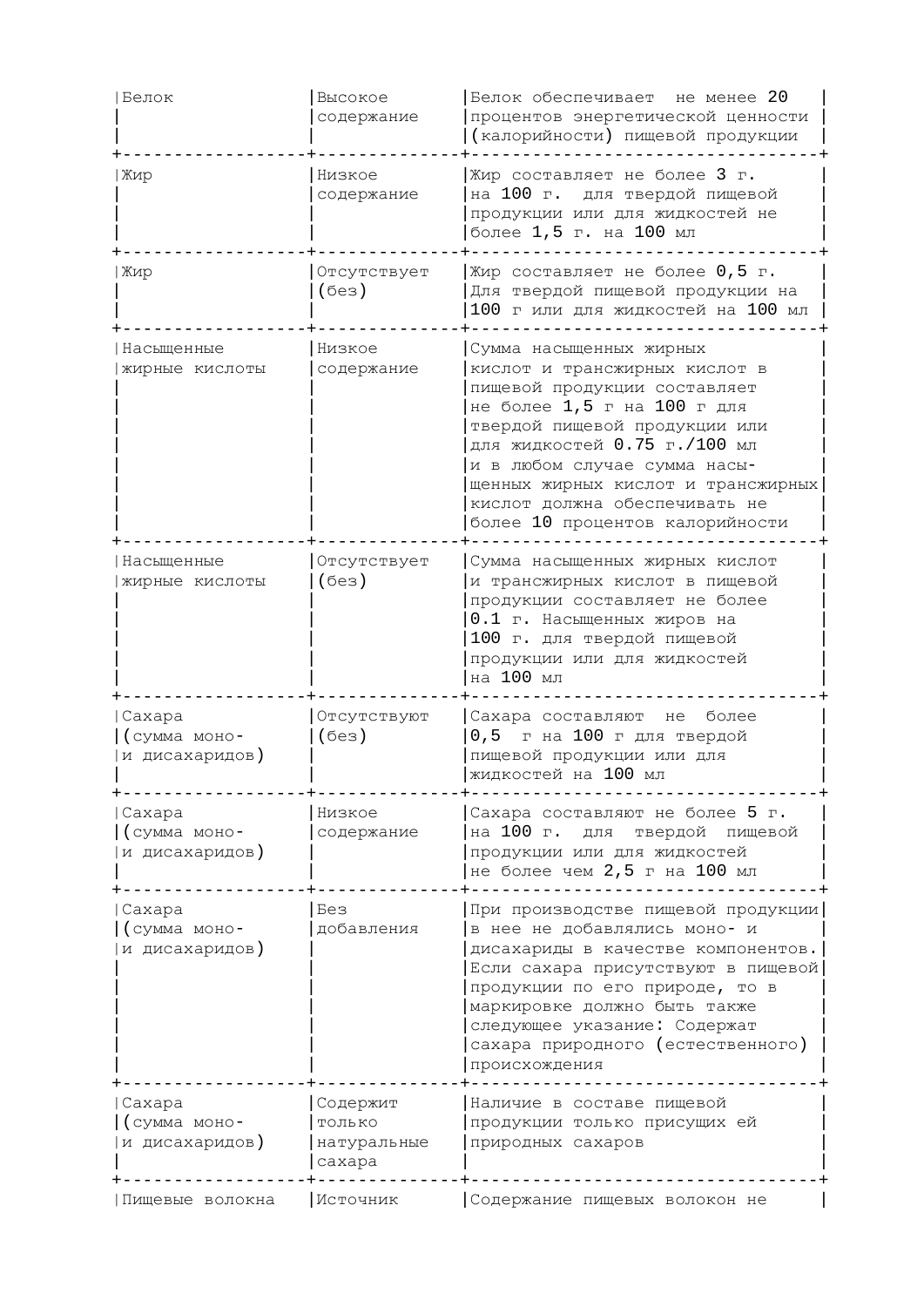| Белок | Высокое содержание | Белок обеспечивает не менее 20 процентов энергетической ценности (калорийности) пищевой продукции |
|---|---|---|
| Жир | Низкое содержание | Жир составляет не более 3 г. на 100 г. для твердой пищевой продукции или для жидкостей не более 1,5 г. на 100 мл |
| Жир | Отсутствует (без) | Жир составляет не более 0,5 г. Для твердой пищевой продукции на 100 г или для жидкостей на 100 мл |
| Насыщенные жирные кислоты | Низкое содержание | Сумма насыщенных жирных кислот и трансжирных кислот в пищевой продукции составляет не более 1,5 г на 100 г для твердой пищевой продукции или для жидкостей 0.75 г./100 мл и в любом случае сумма насыщенных жирных кислот и трансжирных кислот должна обеспечивать не более 10 процентов калорийности |
| Насыщенные жирные кислоты | Отсутствует (без) | Сумма насыщенных жирных кислот и трансжирных кислот в пищевой продукции составляет не более 0.1 г. Насыщенных жиров на 100 г. для твердой пищевой продукции или для жидкостей на 100 мл |
| Сахара (сумма моно- и дисахаридов) | Отсутствуют (без) | Сахара составляют не более 0,5 г на 100 г для твердой пищевой продукции или для жидкостей на 100 мл |
| Сахара (сумма моно- и дисахаридов) | Низкое содержание | Сахара составляют не более 5 г. на 100 г. для твердой пищевой продукции или для жидкостей не более чем 2,5 г на 100 мл |
| Сахара (сумма моно- и дисахаридов) | Без добавления | При производстве пищевой продукции в нее не добавлялись моно- и дисахариды в качестве компонентов. Если сахара присутствуют в пищевой продукции по его природе, то в маркировке должно быть также следующее указание: Содержат сахара природного (естественного) происхождения |
| Сахара (сумма моно- и дисахаридов) | Содержит только натуральные сахара | Наличие в составе пищевой продукции только присущих ей природных сахаров |
| Пищевые волокна | Источник | Содержание пищевых волокон не |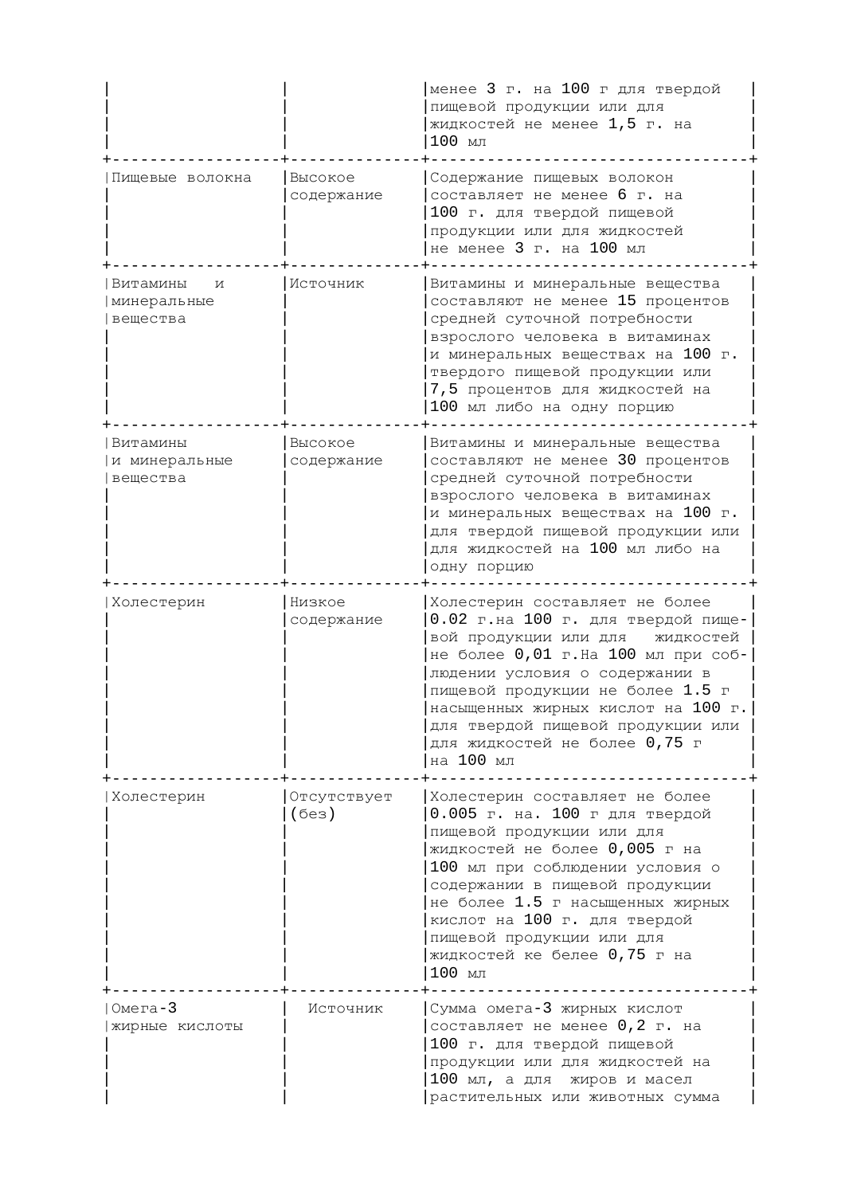| | | |
|---|---|---|
| | | менее 3 г. на 100 г для твердой пищевой продукции или для жидкостей не менее 1,5 г. на 100 мл |
| Пищевые волокна | Высокое содержание | Содержание пищевых волокон составляет не менее 6 г. на 100 г. для твердой пищевой продукции или для жидкостей не менее 3 г. на 100 мл |
| Витамины и минеральные вещества | Источник | Витамины и минеральные вещества составляют не менее 15 процентов средней суточной потребности взрослого человека в витаминах и минеральных веществах на 100 г. твердого пищевой продукции или 7,5 процентов для жидкостей на 100 мл либо на одну порцию |
| Витамины и минеральные вещества | Высокое содержание | Витамины и минеральные вещества составляют не менее 30 процентов средней суточной потребности взрослого человека в витаминах и минеральных веществах на 100 г. для твердой пищевой продукции или для жидкостей на 100 мл либо на одну порцию |
| Холестерин | Низкое содержание | Холестерин составляет не более 0.02 г.на 100 г. для твердой пищевой продукции или для жидкостей не более 0,01 г.На 100 мл при соблюдении условия о содержании в пищевой продукции не более 1.5 г насыщенных жирных кислот на 100 г. для твердой пищевой продукции или для жидкостей не более 0,75 г на 100 мл |
| Холестерин | Отсутствует (без) | Холестерин составляет не более 0.005 г. на. 100 г для твердой пищевой продукции или для жидкостей не более 0,005 г на 100 мл при соблюдении условия о содержании в пищевой продукции не более 1.5 г насыщенных жирных кислот на 100 г. для твердой пищевой продукции или для жидкостей ке белее 0,75 г на 100 мл |
| Омега-3 жирные кислоты | Источник | Сумма омега-3 жирных кислот составляет не менее 0,2 г. на 100 г. для твердой пищевой продукции или для жидкостей на 100 мл, а для жиров и масел растительных или животных сумма |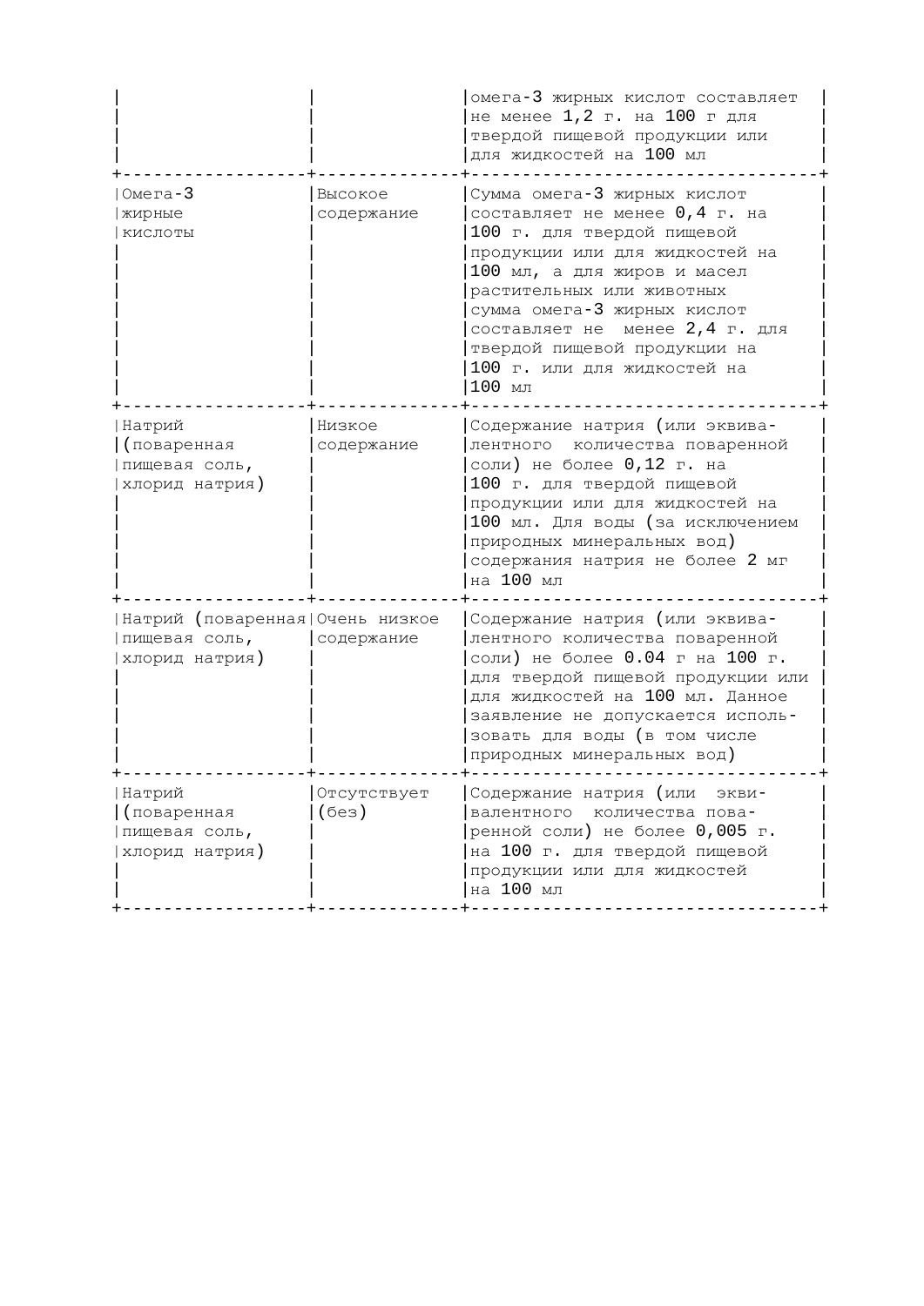| | | |
|---|---|---|
| | | омега-3 жирных кислот составляет не менее 1,2 г. на 100 г для твердой пищевой продукции или для жидкостей на 100 мл |
| Омега-3 жирные кислоты | Высокое содержание | Сумма омега-3 жирных кислот составляет не менее 0,4 г. на 100 г. для твердой пищевой продукции или для жидкостей на 100 мл, а для жиров и масел растительных или животных сумма омега-3 жирных кислот составляет не менее 2,4 г. для твердой пищевой продукции на 100 г. или для жидкостей на 100 мл |
| Натрий (поваренная пищевая соль, хлорид натрия) | Низкое содержание | Содержание натрия (или эквивалентного количества поваренной соли) не более 0,12 г. на 100 г. для твердой пищевой продукции или для жидкостей на 100 мл. Для воды (за исключением природных минеральных вод) содержания натрия не более 2 мг на 100 мл |
| Натрий (поваренная пищевая соль, хлорид натрия) | Очень низкое содержание | Содержание натрия (или эквивалентного количества поваренной соли) не более 0.04 г на 100 г. для твердой пищевой продукции или для жидкостей на 100 мл. Данное заявление не допускается использовать для воды (в том числе природных минеральных вод) |
| Натрий (поваренная пищевая соль, хлорид натрия) | Отсутствует (без) | Содержание натрия (или эквивалентного количества поваренной соли) не более 0,005 г. на 100 г. для твердой пищевой продукции или для жидкостей на 100 мл |